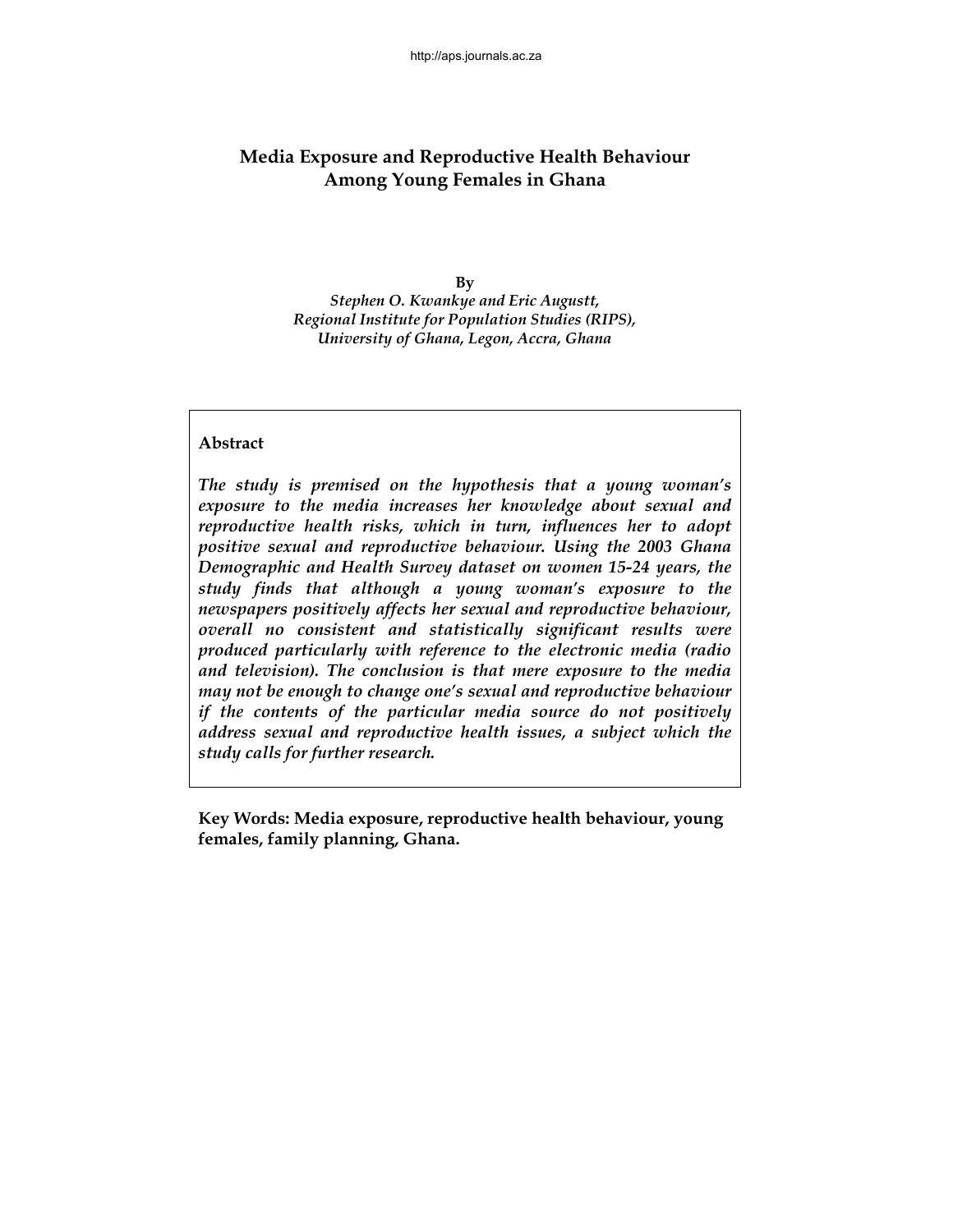# Media Exposure and Reproductive Health Behaviour Among Young Females in Ghana

**By**

*Stephen O. Kwankye and Eric Augustt,*
*Regional Institute for Population Studies (RIPS),*
*University of Ghana, Legon, Accra, Ghana*

## Abstract

*The study is premised on the hypothesis that a young woman's exposure to the media increases her knowledge about sexual and reproductive health risks, which in turn, influences her to adopt positive sexual and reproductive behaviour. Using the 2003 Ghana Demographic and Health Survey dataset on women 15-24 years, the study finds that although a young woman's exposure to the newspapers positively affects her sexual and reproductive behaviour, overall no consistent and statistically significant results were produced particularly with reference to the electronic media (radio and television). The conclusion is that mere exposure to the media may not be enough to change one's sexual and reproductive behaviour if the contents of the particular media source do not positively address sexual and reproductive health issues, a subject which the study calls for further research.*

**Key Words: Media exposure, reproductive health behaviour, young females, family planning, Ghana.**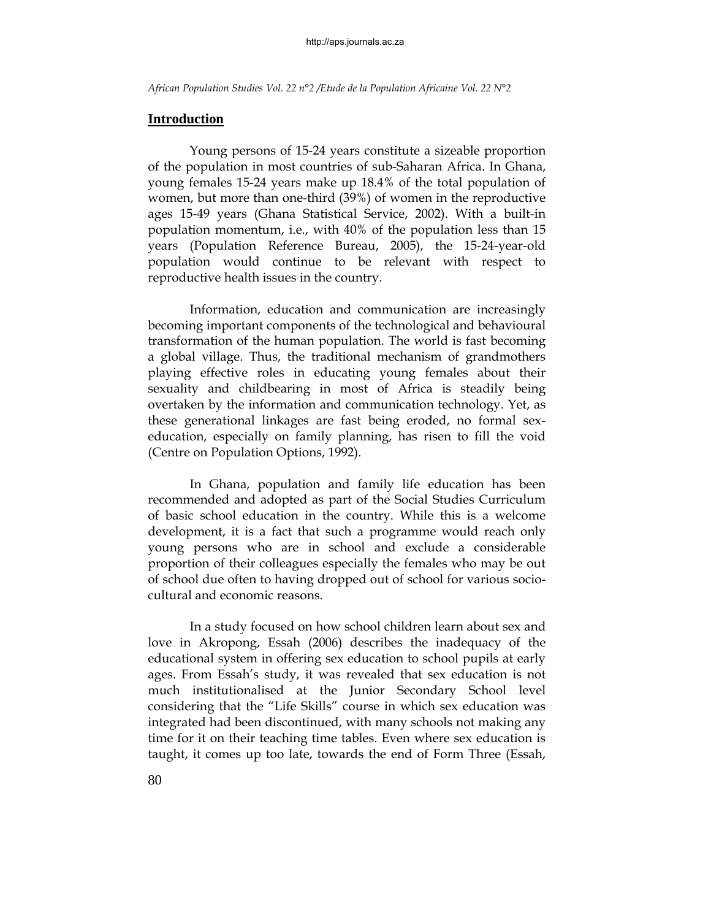## Introduction

Young persons of 15-24 years constitute a sizeable proportion of the population in most countries of sub-Saharan Africa. In Ghana, young females 15-24 years make up 18.4% of the total population of women, but more than one-third (39%) of women in the reproductive ages 15-49 years (Ghana Statistical Service, 2002). With a built-in population momentum, i.e., with 40% of the population less than 15 years (Population Reference Bureau, 2005), the 15-24-year-old population would continue to be relevant with respect to reproductive health issues in the country.

Information, education and communication are increasingly becoming important components of the technological and behavioural transformation of the human population. The world is fast becoming a global village. Thus, the traditional mechanism of grandmothers playing effective roles in educating young females about their sexuality and childbearing in most of Africa is steadily being overtaken by the information and communication technology. Yet, as these generational linkages are fast being eroded, no formal sex-education, especially on family planning, has risen to fill the void (Centre on Population Options, 1992).

In Ghana, population and family life education has been recommended and adopted as part of the Social Studies Curriculum of basic school education in the country. While this is a welcome development, it is a fact that such a programme would reach only young persons who are in school and exclude a considerable proportion of their colleagues especially the females who may be out of school due often to having dropped out of school for various socio-cultural and economic reasons.

In a study focused on how school children learn about sex and love in Akropong, Essah (2006) describes the inadequacy of the educational system in offering sex education to school pupils at early ages. From Essah's study, it was revealed that sex education is not much institutionalised at the Junior Secondary School level considering that the "Life Skills" course in which sex education was integrated had been discontinued, with many schools not making any time for it on their teaching time tables. Even where sex education is taught, it comes up too late, towards the end of Form Three (Essah,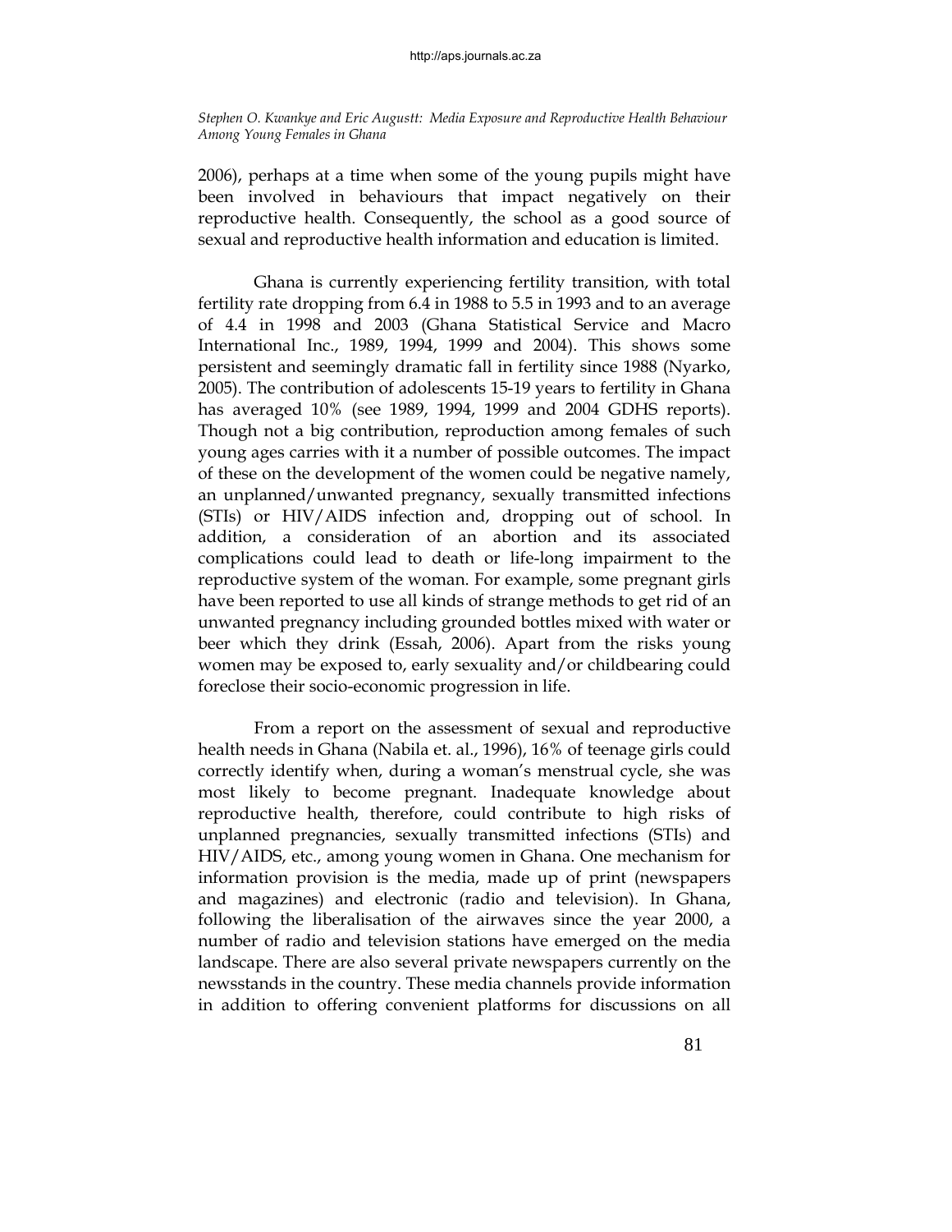2006), perhaps at a time when some of the young pupils might have been involved in behaviours that impact negatively on their reproductive health. Consequently, the school as a good source of sexual and reproductive health information and education is limited.

Ghana is currently experiencing fertility transition, with total fertility rate dropping from 6.4 in 1988 to 5.5 in 1993 and to an average of 4.4 in 1998 and 2003 (Ghana Statistical Service and Macro International Inc., 1989, 1994, 1999 and 2004). This shows some persistent and seemingly dramatic fall in fertility since 1988 (Nyarko, 2005). The contribution of adolescents 15-19 years to fertility in Ghana has averaged 10% (see 1989, 1994, 1999 and 2004 GDHS reports). Though not a big contribution, reproduction among females of such young ages carries with it a number of possible outcomes. The impact of these on the development of the women could be negative namely, an unplanned/unwanted pregnancy, sexually transmitted infections (STIs) or HIV/AIDS infection and, dropping out of school. In addition, a consideration of an abortion and its associated complications could lead to death or life-long impairment to the reproductive system of the woman. For example, some pregnant girls have been reported to use all kinds of strange methods to get rid of an unwanted pregnancy including grounded bottles mixed with water or beer which they drink (Essah, 2006). Apart from the risks young women may be exposed to, early sexuality and/or childbearing could foreclose their socio-economic progression in life.

From a report on the assessment of sexual and reproductive health needs in Ghana (Nabila et. al., 1996), 16% of teenage girls could correctly identify when, during a woman's menstrual cycle, she was most likely to become pregnant. Inadequate knowledge about reproductive health, therefore, could contribute to high risks of unplanned pregnancies, sexually transmitted infections (STIs) and HIV/AIDS, etc., among young women in Ghana. One mechanism for information provision is the media, made up of print (newspapers and magazines) and electronic (radio and television). In Ghana, following the liberalisation of the airwaves since the year 2000, a number of radio and television stations have emerged on the media landscape. There are also several private newspapers currently on the newsstands in the country. These media channels provide information in addition to offering convenient platforms for discussions on all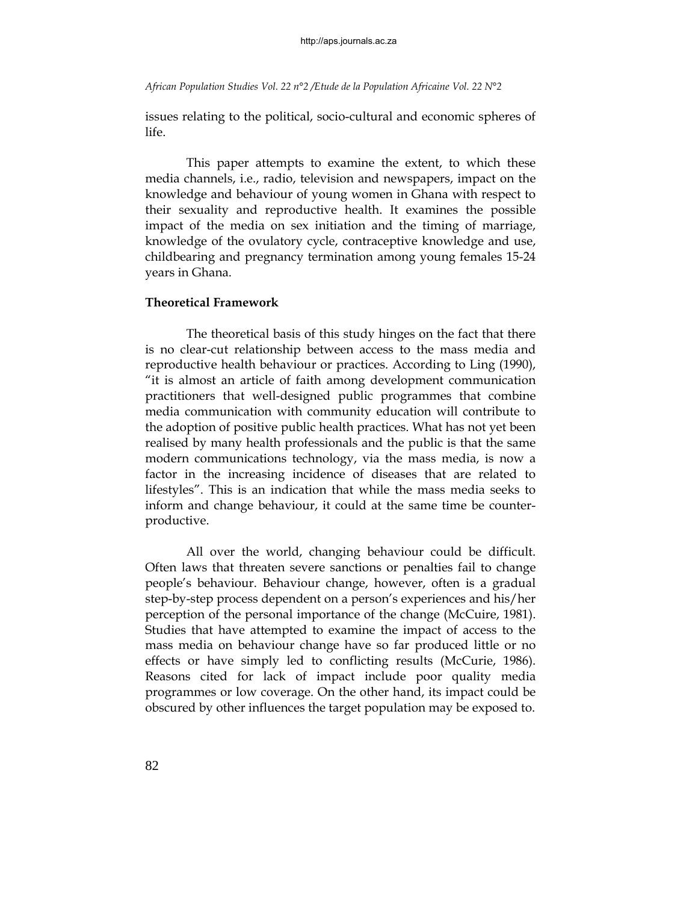issues relating to the political, socio-cultural and economic spheres of life.

This paper attempts to examine the extent, to which these media channels, i.e., radio, television and newspapers, impact on the knowledge and behaviour of young women in Ghana with respect to their sexuality and reproductive health. It examines the possible impact of the media on sex initiation and the timing of marriage, knowledge of the ovulatory cycle, contraceptive knowledge and use, childbearing and pregnancy termination among young females 15-24 years in Ghana.

**Theoretical Framework**

The theoretical basis of this study hinges on the fact that there is no clear-cut relationship between access to the mass media and reproductive health behaviour or practices. According to Ling (1990), "it is almost an article of faith among development communication practitioners that well-designed public programmes that combine media communication with community education will contribute to the adoption of positive public health practices. What has not yet been realised by many health professionals and the public is that the same modern communications technology, via the mass media, is now a factor in the increasing incidence of diseases that are related to lifestyles". This is an indication that while the mass media seeks to inform and change behaviour, it could at the same time be counter-productive.

All over the world, changing behaviour could be difficult. Often laws that threaten severe sanctions or penalties fail to change people's behaviour. Behaviour change, however, often is a gradual step-by-step process dependent on a person's experiences and his/her perception of the personal importance of the change (McCuire, 1981). Studies that have attempted to examine the impact of access to the mass media on behaviour change have so far produced little or no effects or have simply led to conflicting results (McCurie, 1986). Reasons cited for lack of impact include poor quality media programmes or low coverage. On the other hand, its impact could be obscured by other influences the target population may be exposed to.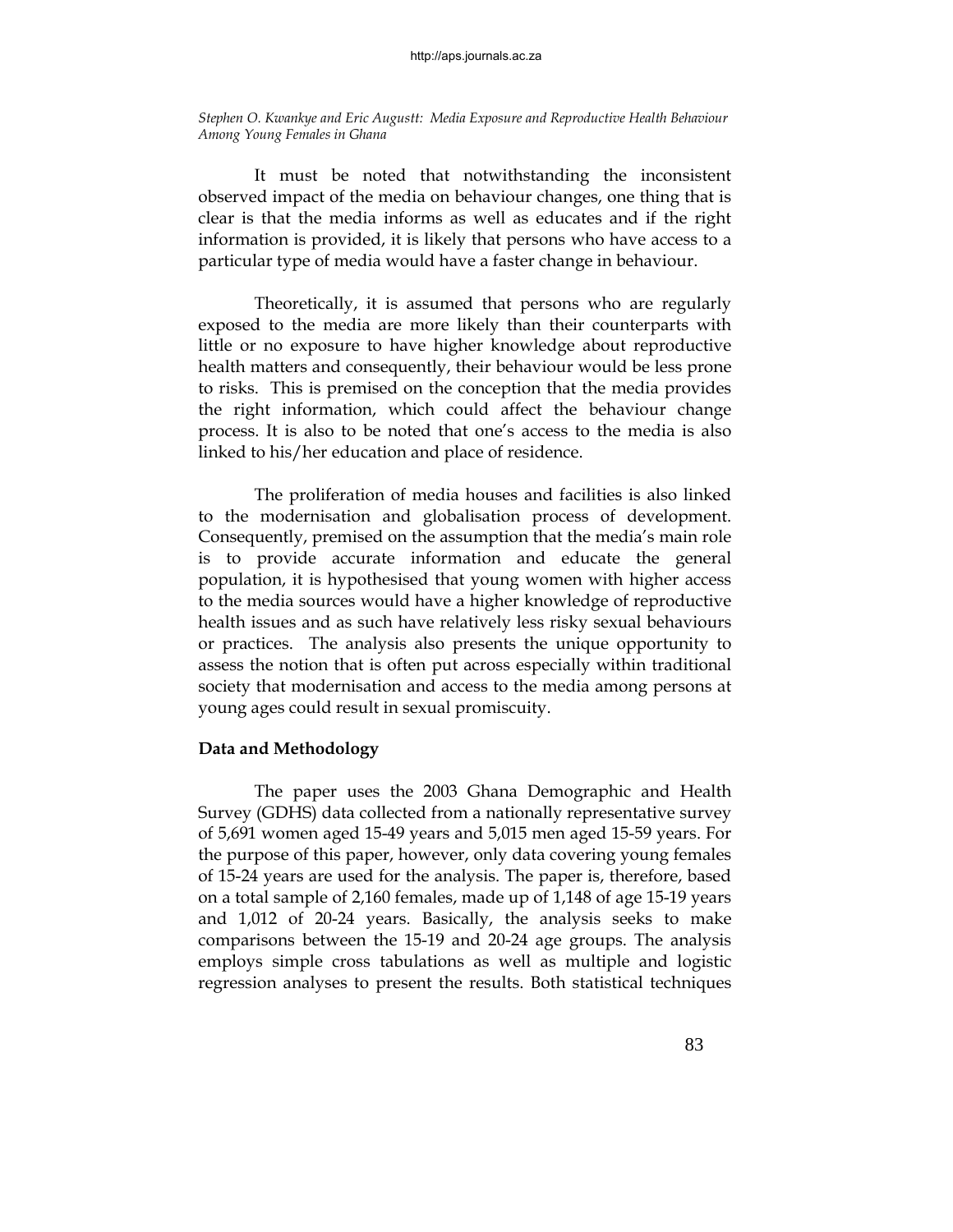It must be noted that notwithstanding the inconsistent observed impact of the media on behaviour changes, one thing that is clear is that the media informs as well as educates and if the right information is provided, it is likely that persons who have access to a particular type of media would have a faster change in behaviour.

Theoretically, it is assumed that persons who are regularly exposed to the media are more likely than their counterparts with little or no exposure to have higher knowledge about reproductive health matters and consequently, their behaviour would be less prone to risks. This is premised on the conception that the media provides the right information, which could affect the behaviour change process. It is also to be noted that one's access to the media is also linked to his/her education and place of residence.

The proliferation of media houses and facilities is also linked to the modernisation and globalisation process of development. Consequently, premised on the assumption that the media's main role is to provide accurate information and educate the general population, it is hypothesised that young women with higher access to the media sources would have a higher knowledge of reproductive health issues and as such have relatively less risky sexual behaviours or practices. The analysis also presents the unique opportunity to assess the notion that is often put across especially within traditional society that modernisation and access to the media among persons at young ages could result in sexual promiscuity.

**Data and Methodology**

The paper uses the 2003 Ghana Demographic and Health Survey (GDHS) data collected from a nationally representative survey of 5,691 women aged 15-49 years and 5,015 men aged 15-59 years. For the purpose of this paper, however, only data covering young females of 15-24 years are used for the analysis. The paper is, therefore, based on a total sample of 2,160 females, made up of 1,148 of age 15-19 years and 1,012 of 20-24 years. Basically, the analysis seeks to make comparisons between the 15-19 and 20-24 age groups. The analysis employs simple cross tabulations as well as multiple and logistic regression analyses to present the results. Both statistical techniques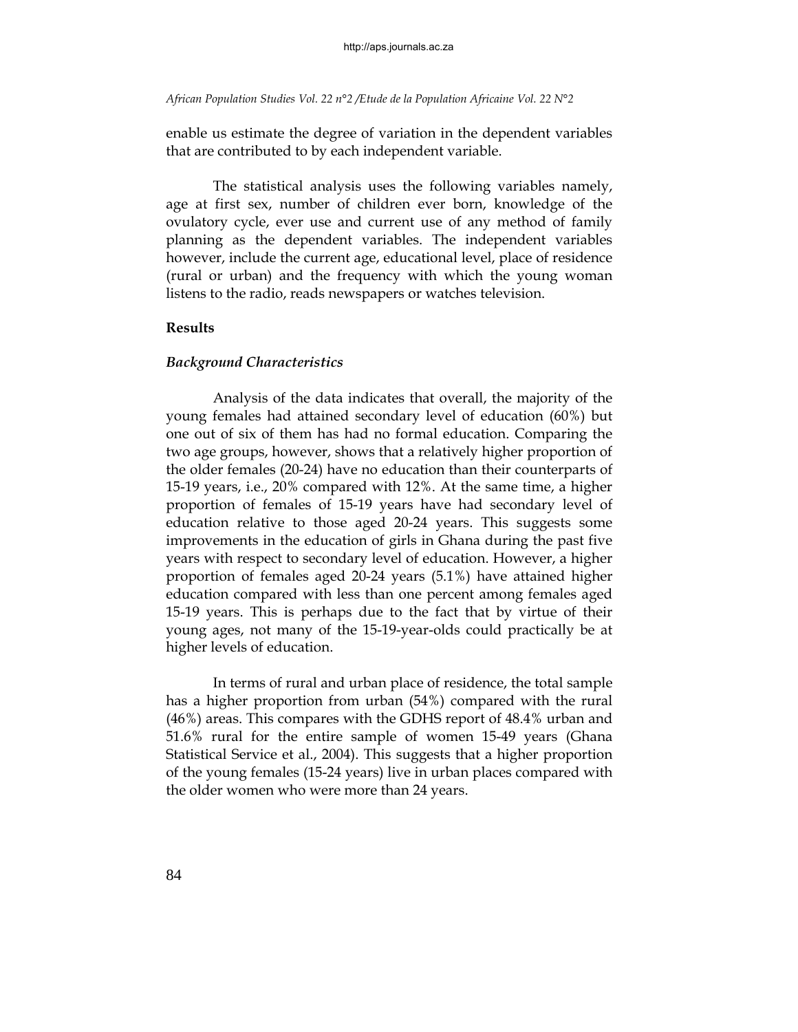enable us estimate the degree of variation in the dependent variables that are contributed to by each independent variable.

The statistical analysis uses the following variables namely, age at first sex, number of children ever born, knowledge of the ovulatory cycle, ever use and current use of any method of family planning as the dependent variables. The independent variables however, include the current age, educational level, place of residence (rural or urban) and the frequency with which the young woman listens to the radio, reads newspapers or watches television.

## Results

### *Background Characteristics*

Analysis of the data indicates that overall, the majority of the young females had attained secondary level of education (60%) but one out of six of them has had no formal education. Comparing the two age groups, however, shows that a relatively higher proportion of the older females (20-24) have no education than their counterparts of 15-19 years, i.e., 20% compared with 12%. At the same time, a higher proportion of females of 15-19 years have had secondary level of education relative to those aged 20-24 years. This suggests some improvements in the education of girls in Ghana during the past five years with respect to secondary level of education. However, a higher proportion of females aged 20-24 years (5.1%) have attained higher education compared with less than one percent among females aged 15-19 years. This is perhaps due to the fact that by virtue of their young ages, not many of the 15-19-year-olds could practically be at higher levels of education.

In terms of rural and urban place of residence, the total sample has a higher proportion from urban (54%) compared with the rural (46%) areas. This compares with the GDHS report of 48.4% urban and 51.6% rural for the entire sample of women 15-49 years (Ghana Statistical Service et al., 2004). This suggests that a higher proportion of the young females (15-24 years) live in urban places compared with the older women who were more than 24 years.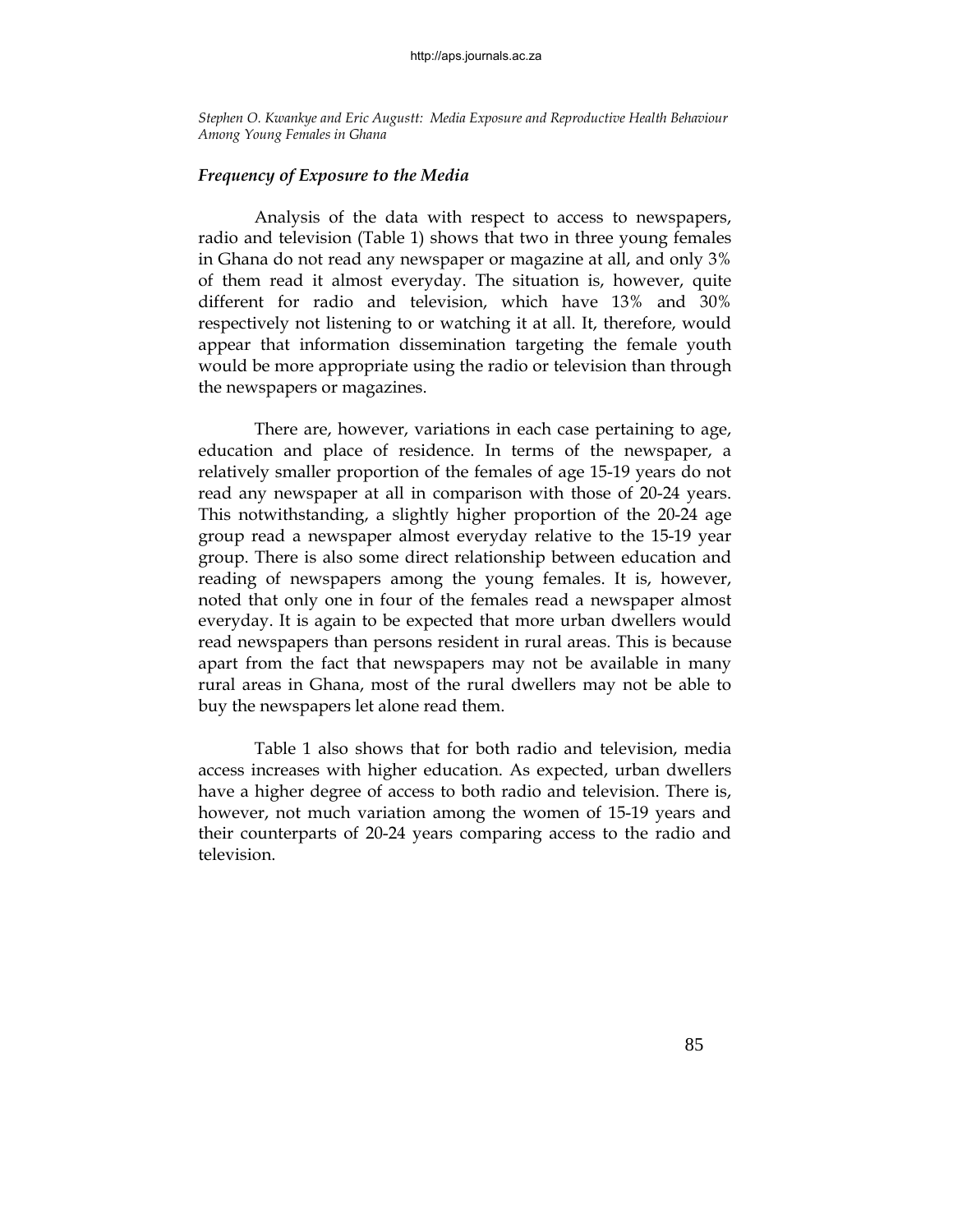### *Frequency of Exposure to the Media*

Analysis of the data with respect to access to newspapers, radio and television (Table 1) shows that two in three young females in Ghana do not read any newspaper or magazine at all, and only 3% of them read it almost everyday. The situation is, however, quite different for radio and television, which have 13% and 30% respectively not listening to or watching it at all. It, therefore, would appear that information dissemination targeting the female youth would be more appropriate using the radio or television than through the newspapers or magazines.

There are, however, variations in each case pertaining to age, education and place of residence. In terms of the newspaper, a relatively smaller proportion of the females of age 15-19 years do not read any newspaper at all in comparison with those of 20-24 years. This notwithstanding, a slightly higher proportion of the 20-24 age group read a newspaper almost everyday relative to the 15-19 year group. There is also some direct relationship between education and reading of newspapers among the young females. It is, however, noted that only one in four of the females read a newspaper almost everyday. It is again to be expected that more urban dwellers would read newspapers than persons resident in rural areas. This is because apart from the fact that newspapers may not be available in many rural areas in Ghana, most of the rural dwellers may not be able to buy the newspapers let alone read them.

Table 1 also shows that for both radio and television, media access increases with higher education. As expected, urban dwellers have a higher degree of access to both radio and television. There is, however, not much variation among the women of 15-19 years and their counterparts of 20-24 years comparing access to the radio and television.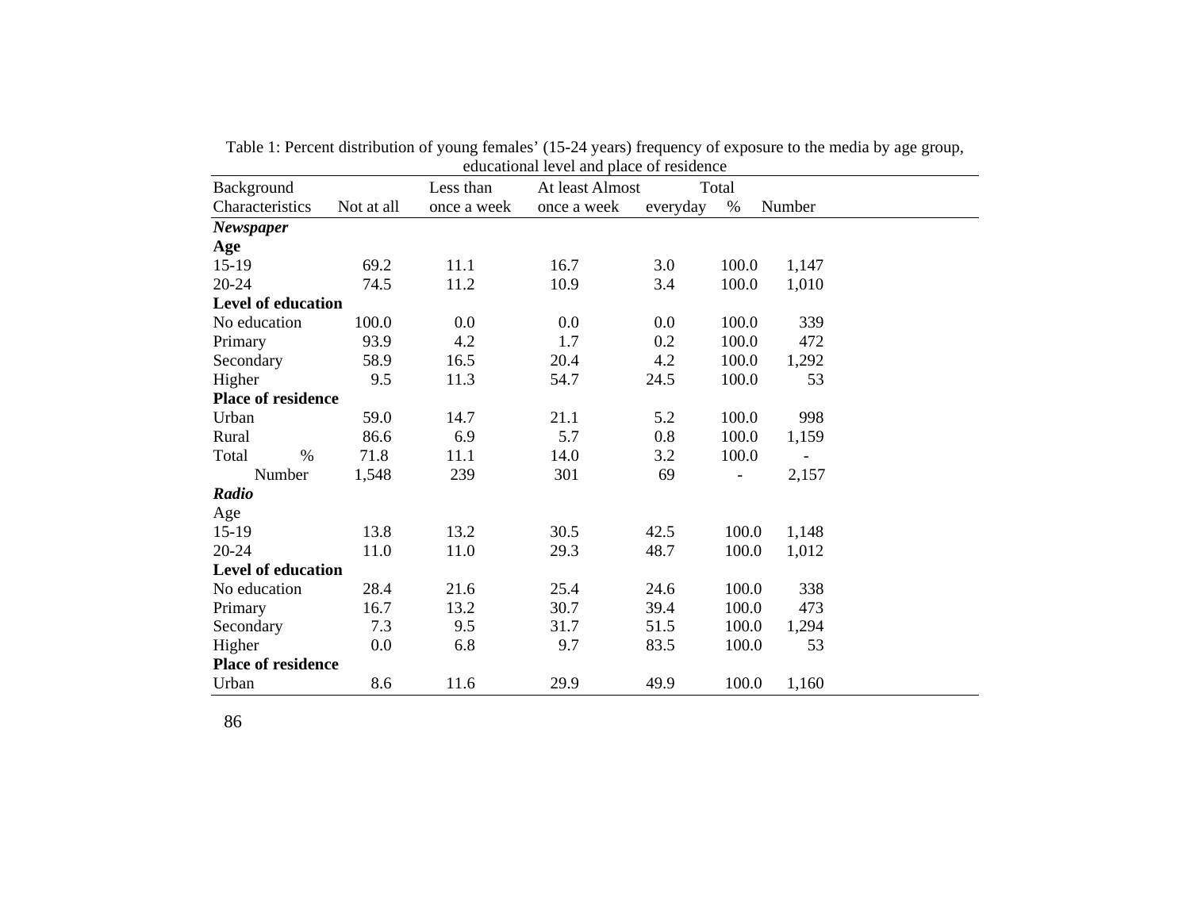Table 1: Percent distribution of young females' (15-24 years) frequency of exposure to the media by age group, educational level and place of residence

| Background Characteristics | Not at all | Less than once a week | At least once a week | Almost everyday | Total % | Number |
|---|---|---|---|---|---|---|
| ***Newspaper*** | | | | | | |
| **Age** | | | | | | |
| 15-19 | 69.2 | 11.1 | 16.7 | 3.0 | 100.0 | 1,147 |
| 20-24 | 74.5 | 11.2 | 10.9 | 3.4 | 100.0 | 1,010 |
| **Level of education** | | | | | | |
| No education | 100.0 | 0.0 | 0.0 | 0.0 | 100.0 | 339 |
| Primary | 93.9 | 4.2 | 1.7 | 0.2 | 100.0 | 472 |
| Secondary | 58.9 | 16.5 | 20.4 | 4.2 | 100.0 | 1,292 |
| Higher | 9.5 | 11.3 | 54.7 | 24.5 | 100.0 | 53 |
| **Place of residence** | | | | | | |
| Urban | 59.0 | 14.7 | 21.1 | 5.2 | 100.0 | 998 |
| Rural | 86.6 | 6.9 | 5.7 | 0.8 | 100.0 | 1,159 |
| Total % | 71.8 | 11.1 | 14.0 | 3.2 | 100.0 | - |
| Number | 1,548 | 239 | 301 | 69 | - | 2,157 |
| ***Radio*** | | | | | | |
| Age | | | | | | |
| 15-19 | 13.8 | 13.2 | 30.5 | 42.5 | 100.0 | 1,148 |
| 20-24 | 11.0 | 11.0 | 29.3 | 48.7 | 100.0 | 1,012 |
| **Level of education** | | | | | | |
| No education | 28.4 | 21.6 | 25.4 | 24.6 | 100.0 | 338 |
| Primary | 16.7 | 13.2 | 30.7 | 39.4 | 100.0 | 473 |
| Secondary | 7.3 | 9.5 | 31.7 | 51.5 | 100.0 | 1,294 |
| Higher | 0.0 | 6.8 | 9.7 | 83.5 | 100.0 | 53 |
| **Place of residence** | | | | | | |
| Urban | 8.6 | 11.6 | 29.9 | 49.9 | 100.0 | 1,160 |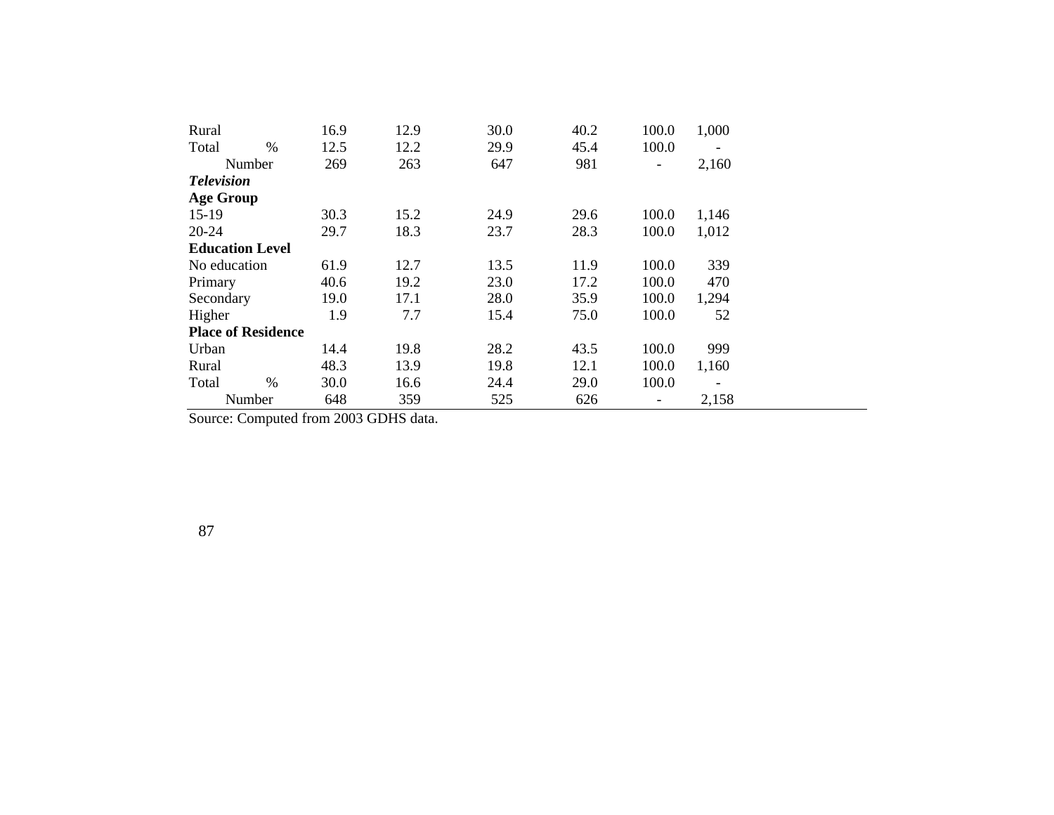| | | | | | | |
|---|---|---|---|---|---|---|
| Rural | 16.9 | 12.9 | 30.0 | 40.2 | 100.0 | 1,000 |
| Total % | 12.5 | 12.2 | 29.9 | 45.4 | 100.0 | - |
| Number | 269 | 263 | 647 | 981 | - | 2,160 |
| ***Television*** | | | | | | |
| **Age Group** | | | | | | |
| 15-19 | 30.3 | 15.2 | 24.9 | 29.6 | 100.0 | 1,146 |
| 20-24 | 29.7 | 18.3 | 23.7 | 28.3 | 100.0 | 1,012 |
| **Education Level** | | | | | | |
| No education | 61.9 | 12.7 | 13.5 | 11.9 | 100.0 | 339 |
| Primary | 40.6 | 19.2 | 23.0 | 17.2 | 100.0 | 470 |
| Secondary | 19.0 | 17.1 | 28.0 | 35.9 | 100.0 | 1,294 |
| Higher | 1.9 | 7.7 | 15.4 | 75.0 | 100.0 | 52 |
| **Place of Residence** | | | | | | |
| Urban | 14.4 | 19.8 | 28.2 | 43.5 | 100.0 | 999 |
| Rural | 48.3 | 13.9 | 19.8 | 12.1 | 100.0 | 1,160 |
| Total % | 30.0 | 16.6 | 24.4 | 29.0 | 100.0 | - |
| Number | 648 | 359 | 525 | 626 | - | 2,158 |

Source: Computed from 2003 GDHS data.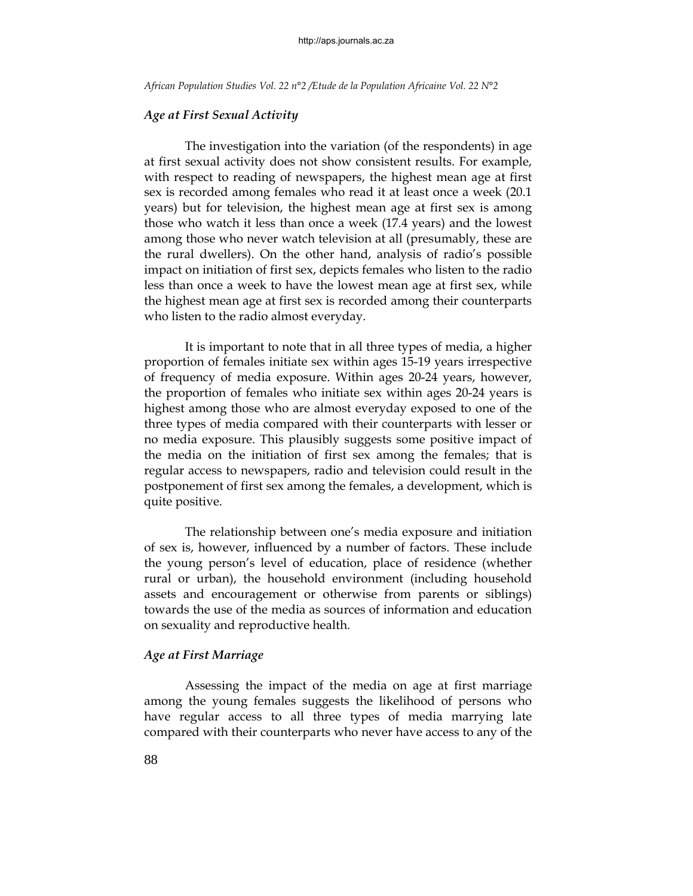### *Age at First Sexual Activity*

The investigation into the variation (of the respondents) in age at first sexual activity does not show consistent results. For example, with respect to reading of newspapers, the highest mean age at first sex is recorded among females who read it at least once a week (20.1 years) but for television, the highest mean age at first sex is among those who watch it less than once a week (17.4 years) and the lowest among those who never watch television at all (presumably, these are the rural dwellers). On the other hand, analysis of radio's possible impact on initiation of first sex, depicts females who listen to the radio less than once a week to have the lowest mean age at first sex, while the highest mean age at first sex is recorded among their counterparts who listen to the radio almost everyday.

It is important to note that in all three types of media, a higher proportion of females initiate sex within ages 15-19 years irrespective of frequency of media exposure. Within ages 20-24 years, however, the proportion of females who initiate sex within ages 20-24 years is highest among those who are almost everyday exposed to one of the three types of media compared with their counterparts with lesser or no media exposure. This plausibly suggests some positive impact of the media on the initiation of first sex among the females; that is regular access to newspapers, radio and television could result in the postponement of first sex among the females, a development, which is quite positive.

The relationship between one's media exposure and initiation of sex is, however, influenced by a number of factors. These include the young person's level of education, place of residence (whether rural or urban), the household environment (including household assets and encouragement or otherwise from parents or siblings) towards the use of the media as sources of information and education on sexuality and reproductive health.

### *Age at First Marriage*

Assessing the impact of the media on age at first marriage among the young females suggests the likelihood of persons who have regular access to all three types of media marrying late compared with their counterparts who never have access to any of the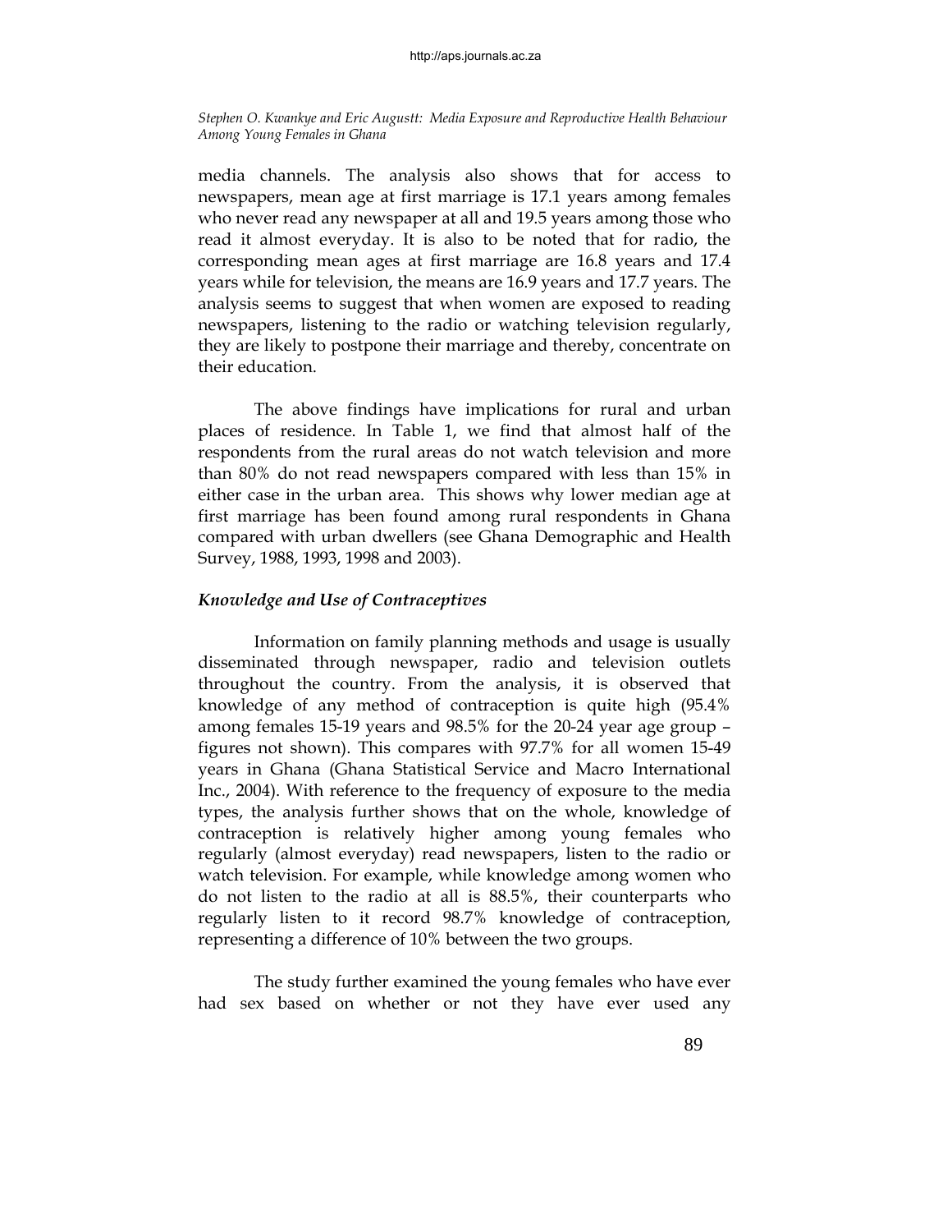media channels. The analysis also shows that for access to newspapers, mean age at first marriage is 17.1 years among females who never read any newspaper at all and 19.5 years among those who read it almost everyday. It is also to be noted that for radio, the corresponding mean ages at first marriage are 16.8 years and 17.4 years while for television, the means are 16.9 years and 17.7 years. The analysis seems to suggest that when women are exposed to reading newspapers, listening to the radio or watching television regularly, they are likely to postpone their marriage and thereby, concentrate on their education.

The above findings have implications for rural and urban places of residence. In Table 1, we find that almost half of the respondents from the rural areas do not watch television and more than 80% do not read newspapers compared with less than 15% in either case in the urban area. This shows why lower median age at first marriage has been found among rural respondents in Ghana compared with urban dwellers (see Ghana Demographic and Health Survey, 1988, 1993, 1998 and 2003).

### *Knowledge and Use of Contraceptives*

Information on family planning methods and usage is usually disseminated through newspaper, radio and television outlets throughout the country. From the analysis, it is observed that knowledge of any method of contraception is quite high (95.4% among females 15-19 years and 98.5% for the 20-24 year age group – figures not shown). This compares with 97.7% for all women 15-49 years in Ghana (Ghana Statistical Service and Macro International Inc., 2004). With reference to the frequency of exposure to the media types, the analysis further shows that on the whole, knowledge of contraception is relatively higher among young females who regularly (almost everyday) read newspapers, listen to the radio or watch television. For example, while knowledge among women who do not listen to the radio at all is 88.5%, their counterparts who regularly listen to it record 98.7% knowledge of contraception, representing a difference of 10% between the two groups.

The study further examined the young females who have ever had sex based on whether or not they have ever used any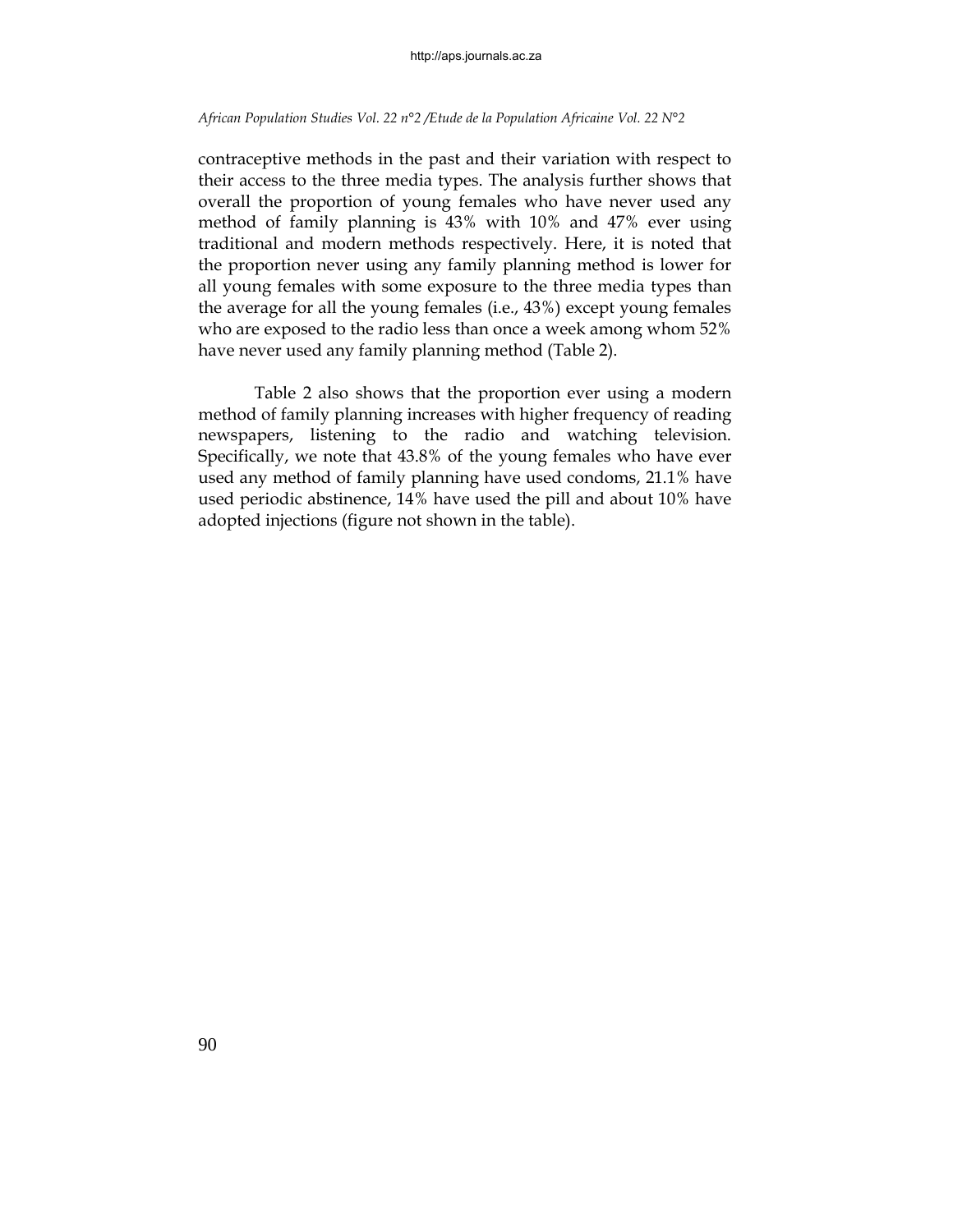contraceptive methods in the past and their variation with respect to their access to the three media types. The analysis further shows that overall the proportion of young females who have never used any method of family planning is 43% with 10% and 47% ever using traditional and modern methods respectively. Here, it is noted that the proportion never using any family planning method is lower for all young females with some exposure to the three media types than the average for all the young females (i.e., 43%) except young females who are exposed to the radio less than once a week among whom 52% have never used any family planning method (Table 2).

Table 2 also shows that the proportion ever using a modern method of family planning increases with higher frequency of reading newspapers, listening to the radio and watching television. Specifically, we note that 43.8% of the young females who have ever used any method of family planning have used condoms, 21.1% have used periodic abstinence, 14% have used the pill and about 10% have adopted injections (figure not shown in the table).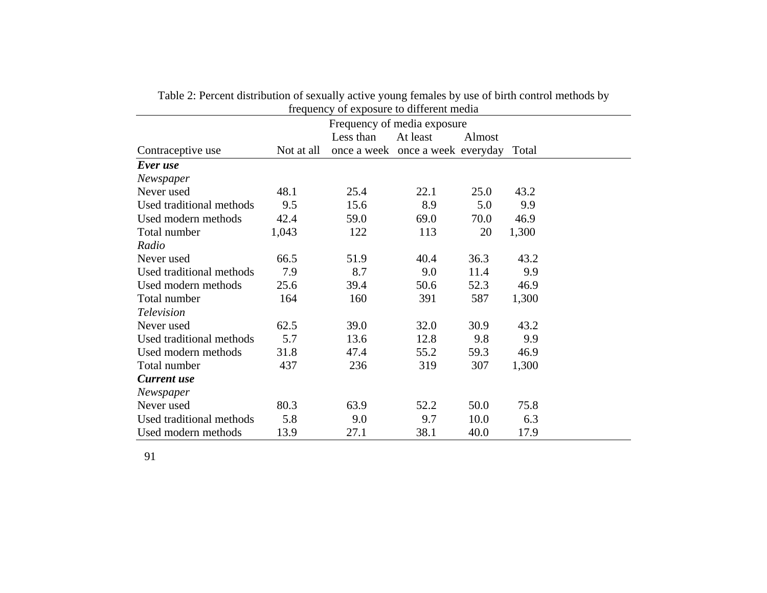Table 2: Percent distribution of sexually active young females by use of birth control methods by frequency of exposure to different media

| Contraceptive use | Frequency of media exposure: Not at all | Less than once a week | At least once a week | Almost everyday | Total |
|---|---|---|---|---|---|
| ***Ever use*** | | | | | |
| *Newspaper* | | | | | |
| Never used | 48.1 | 25.4 | 22.1 | 25.0 | 43.2 |
| Used traditional methods | 9.5 | 15.6 | 8.9 | 5.0 | 9.9 |
| Used modern methods | 42.4 | 59.0 | 69.0 | 70.0 | 46.9 |
| Total number | 1,043 | 122 | 113 | 20 | 1,300 |
| *Radio* | | | | | |
| Never used | 66.5 | 51.9 | 40.4 | 36.3 | 43.2 |
| Used traditional methods | 7.9 | 8.7 | 9.0 | 11.4 | 9.9 |
| Used modern methods | 25.6 | 39.4 | 50.6 | 52.3 | 46.9 |
| Total number | 164 | 160 | 391 | 587 | 1,300 |
| *Television* | | | | | |
| Never used | 62.5 | 39.0 | 32.0 | 30.9 | 43.2 |
| Used traditional methods | 5.7 | 13.6 | 12.8 | 9.8 | 9.9 |
| Used modern methods | 31.8 | 47.4 | 55.2 | 59.3 | 46.9 |
| Total number | 437 | 236 | 319 | 307 | 1,300 |
| ***Current use*** | | | | | |
| *Newspaper* | | | | | |
| Never used | 80.3 | 63.9 | 52.2 | 50.0 | 75.8 |
| Used traditional methods | 5.8 | 9.0 | 9.7 | 10.0 | 6.3 |
| Used modern methods | 13.9 | 27.1 | 38.1 | 40.0 | 17.9 |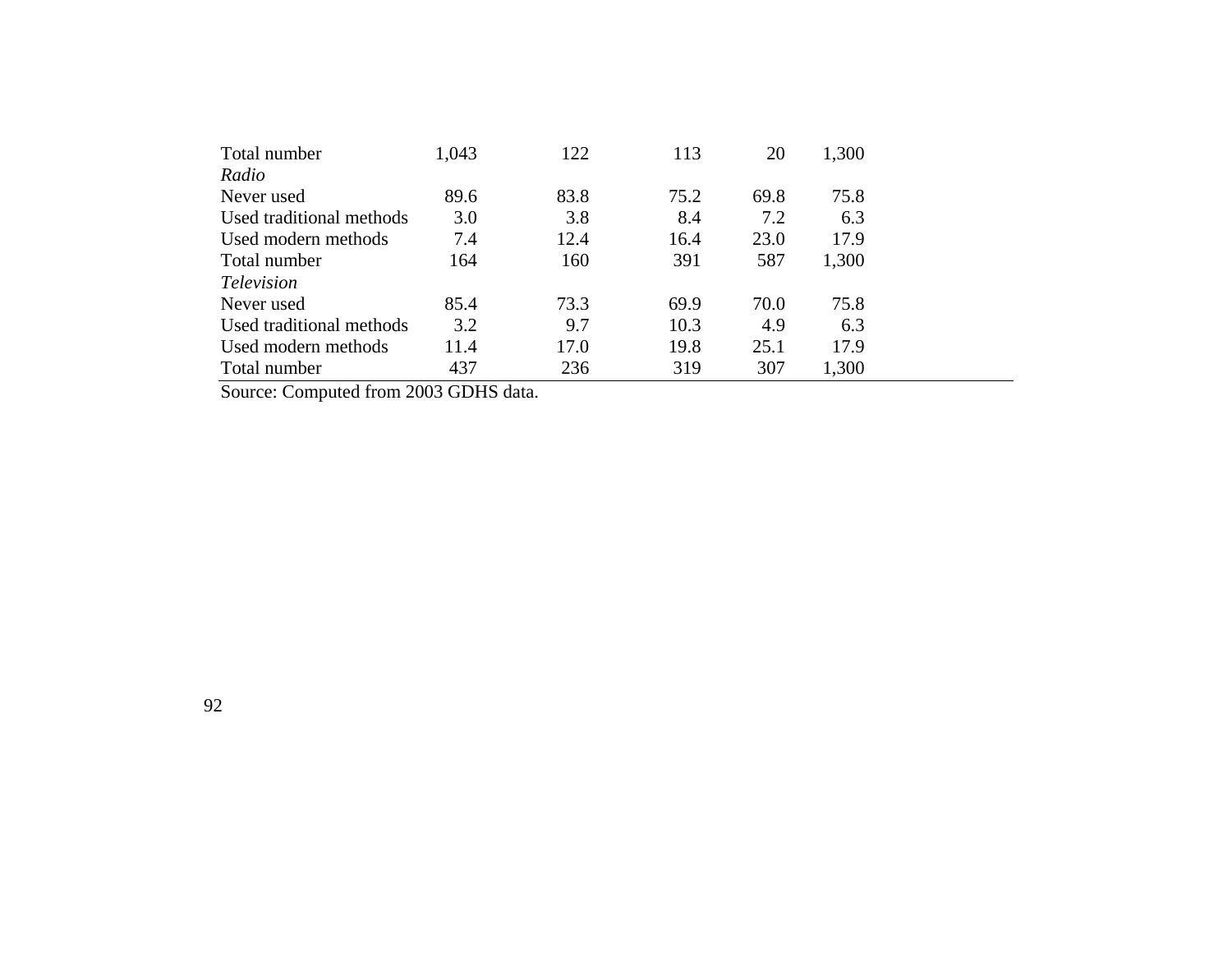| | | | | | |
|---|---|---|---|---|---|
| Total number | 1,043 | 122 | 113 | 20 | 1,300 |
| *Radio* | | | | | |
| Never used | 89.6 | 83.8 | 75.2 | 69.8 | 75.8 |
| Used traditional methods | 3.0 | 3.8 | 8.4 | 7.2 | 6.3 |
| Used modern methods | 7.4 | 12.4 | 16.4 | 23.0 | 17.9 |
| Total number | 164 | 160 | 391 | 587 | 1,300 |
| *Television* | | | | | |
| Never used | 85.4 | 73.3 | 69.9 | 70.0 | 75.8 |
| Used traditional methods | 3.2 | 9.7 | 10.3 | 4.9 | 6.3 |
| Used modern methods | 11.4 | 17.0 | 19.8 | 25.1 | 17.9 |
| Total number | 437 | 236 | 319 | 307 | 1,300 |

Source: Computed from 2003 GDHS data.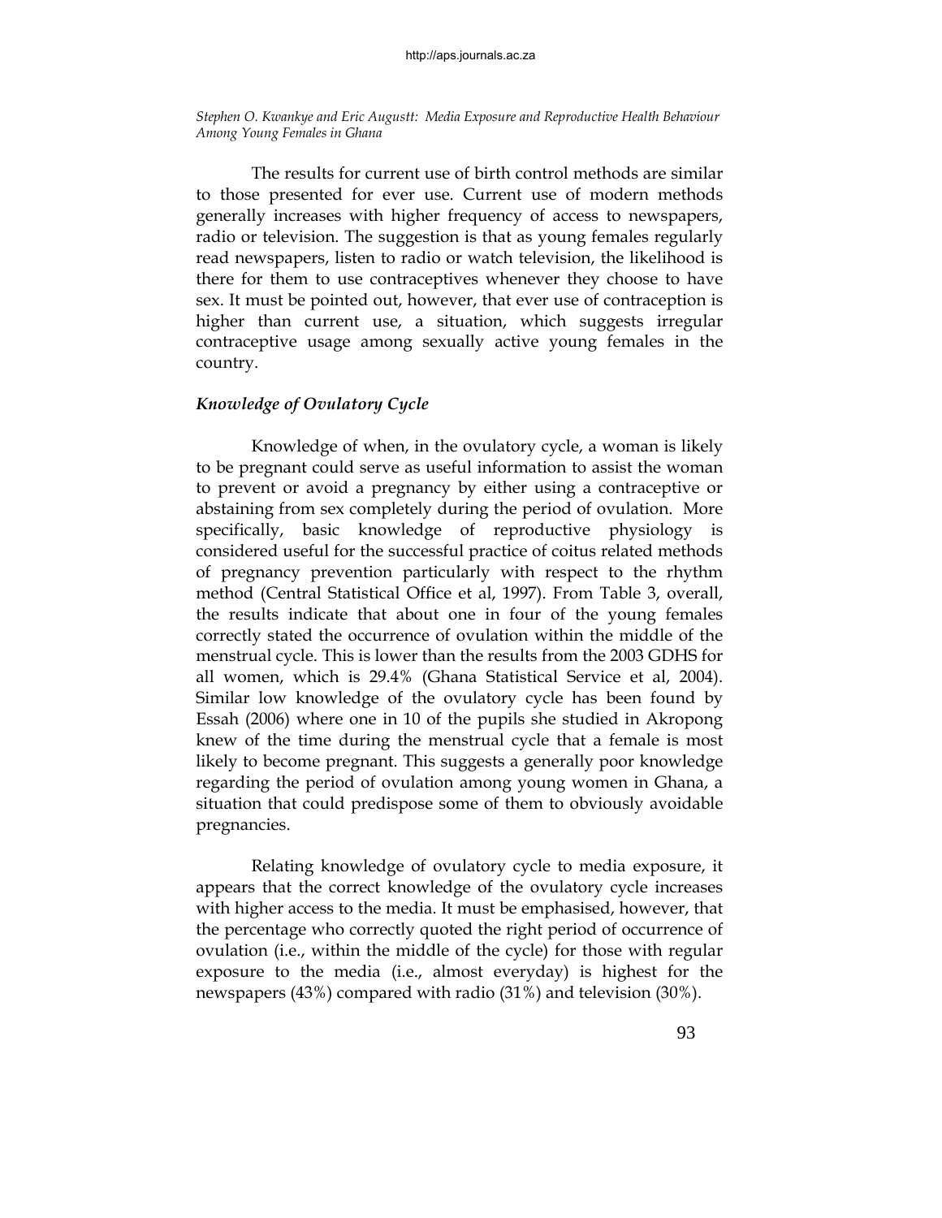The results for current use of birth control methods are similar to those presented for ever use. Current use of modern methods generally increases with higher frequency of access to newspapers, radio or television. The suggestion is that as young females regularly read newspapers, listen to radio or watch television, the likelihood is there for them to use contraceptives whenever they choose to have sex. It must be pointed out, however, that ever use of contraception is higher than current use, a situation, which suggests irregular contraceptive usage among sexually active young females in the country.

### *Knowledge of Ovulatory Cycle*

Knowledge of when, in the ovulatory cycle, a woman is likely to be pregnant could serve as useful information to assist the woman to prevent or avoid a pregnancy by either using a contraceptive or abstaining from sex completely during the period of ovulation. More specifically, basic knowledge of reproductive physiology is considered useful for the successful practice of coitus related methods of pregnancy prevention particularly with respect to the rhythm method (Central Statistical Office et al, 1997). From Table 3, overall, the results indicate that about one in four of the young females correctly stated the occurrence of ovulation within the middle of the menstrual cycle. This is lower than the results from the 2003 GDHS for all women, which is 29.4% (Ghana Statistical Service et al, 2004). Similar low knowledge of the ovulatory cycle has been found by Essah (2006) where one in 10 of the pupils she studied in Akropong knew of the time during the menstrual cycle that a female is most likely to become pregnant. This suggests a generally poor knowledge regarding the period of ovulation among young women in Ghana, a situation that could predispose some of them to obviously avoidable pregnancies.

Relating knowledge of ovulatory cycle to media exposure, it appears that the correct knowledge of the ovulatory cycle increases with higher access to the media. It must be emphasised, however, that the percentage who correctly quoted the right period of occurrence of ovulation (i.e., within the middle of the cycle) for those with regular exposure to the media (i.e., almost everyday) is highest for the newspapers (43%) compared with radio (31%) and television (30%).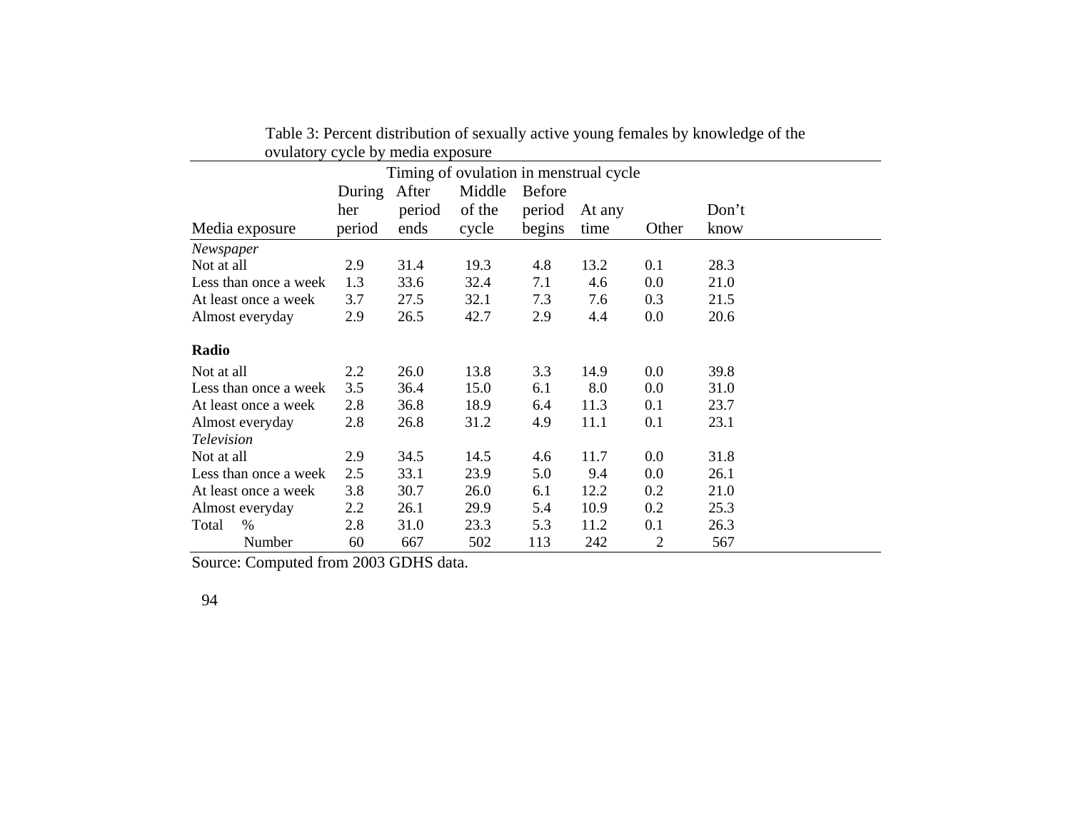Table 3: Percent distribution of sexually active young females by knowledge of the ovulatory cycle by media exposure

| | Timing of ovulation in menstrual cycle | | | | | | |
|---|---|---|---|---|---|---|---|
| Media exposure | During her period | After period ends | Middle of the cycle | Before period begins | At any time | Other | Don't know |
| *Newspaper* | | | | | | | |
| Not at all | 2.9 | 31.4 | 19.3 | 4.8 | 13.2 | 0.1 | 28.3 |
| Less than once a week | 1.3 | 33.6 | 32.4 | 7.1 | 4.6 | 0.0 | 21.0 |
| At least once a week | 3.7 | 27.5 | 32.1 | 7.3 | 7.6 | 0.3 | 21.5 |
| Almost everyday | 2.9 | 26.5 | 42.7 | 2.9 | 4.4 | 0.0 | 20.6 |
| **Radio** | | | | | | | |
| Not at all | 2.2 | 26.0 | 13.8 | 3.3 | 14.9 | 0.0 | 39.8 |
| Less than once a week | 3.5 | 36.4 | 15.0 | 6.1 | 8.0 | 0.0 | 31.0 |
| At least once a week | 2.8 | 36.8 | 18.9 | 6.4 | 11.3 | 0.1 | 23.7 |
| Almost everyday | 2.8 | 26.8 | 31.2 | 4.9 | 11.1 | 0.1 | 23.1 |
| *Television* | | | | | | | |
| Not at all | 2.9 | 34.5 | 14.5 | 4.6 | 11.7 | 0.0 | 31.8 |
| Less than once a week | 2.5 | 33.1 | 23.9 | 5.0 | 9.4 | 0.0 | 26.1 |
| At least once a week | 3.8 | 30.7 | 26.0 | 6.1 | 12.2 | 0.2 | 21.0 |
| Almost everyday | 2.2 | 26.1 | 29.9 | 5.4 | 10.9 | 0.2 | 25.3 |
| Total % | 2.8 | 31.0 | 23.3 | 5.3 | 11.2 | 0.1 | 26.3 |
| Number | 60 | 667 | 502 | 113 | 242 | 2 | 567 |

Source: Computed from 2003 GDHS data.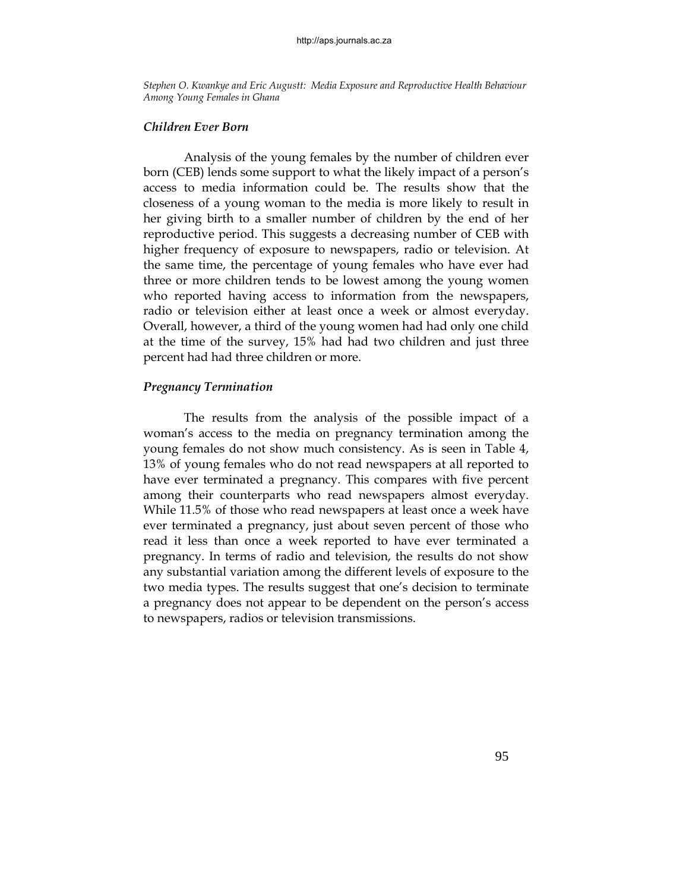### *Children Ever Born*

Analysis of the young females by the number of children ever born (CEB) lends some support to what the likely impact of a person's access to media information could be. The results show that the closeness of a young woman to the media is more likely to result in her giving birth to a smaller number of children by the end of her reproductive period. This suggests a decreasing number of CEB with higher frequency of exposure to newspapers, radio or television. At the same time, the percentage of young females who have ever had three or more children tends to be lowest among the young women who reported having access to information from the newspapers, radio or television either at least once a week or almost everyday. Overall, however, a third of the young women had had only one child at the time of the survey, 15% had had two children and just three percent had had three children or more.

### *Pregnancy Termination*

The results from the analysis of the possible impact of a woman's access to the media on pregnancy termination among the young females do not show much consistency. As is seen in Table 4, 13% of young females who do not read newspapers at all reported to have ever terminated a pregnancy. This compares with five percent among their counterparts who read newspapers almost everyday. While 11.5% of those who read newspapers at least once a week have ever terminated a pregnancy, just about seven percent of those who read it less than once a week reported to have ever terminated a pregnancy. In terms of radio and television, the results do not show any substantial variation among the different levels of exposure to the two media types. The results suggest that one's decision to terminate a pregnancy does not appear to be dependent on the person's access to newspapers, radios or television transmissions.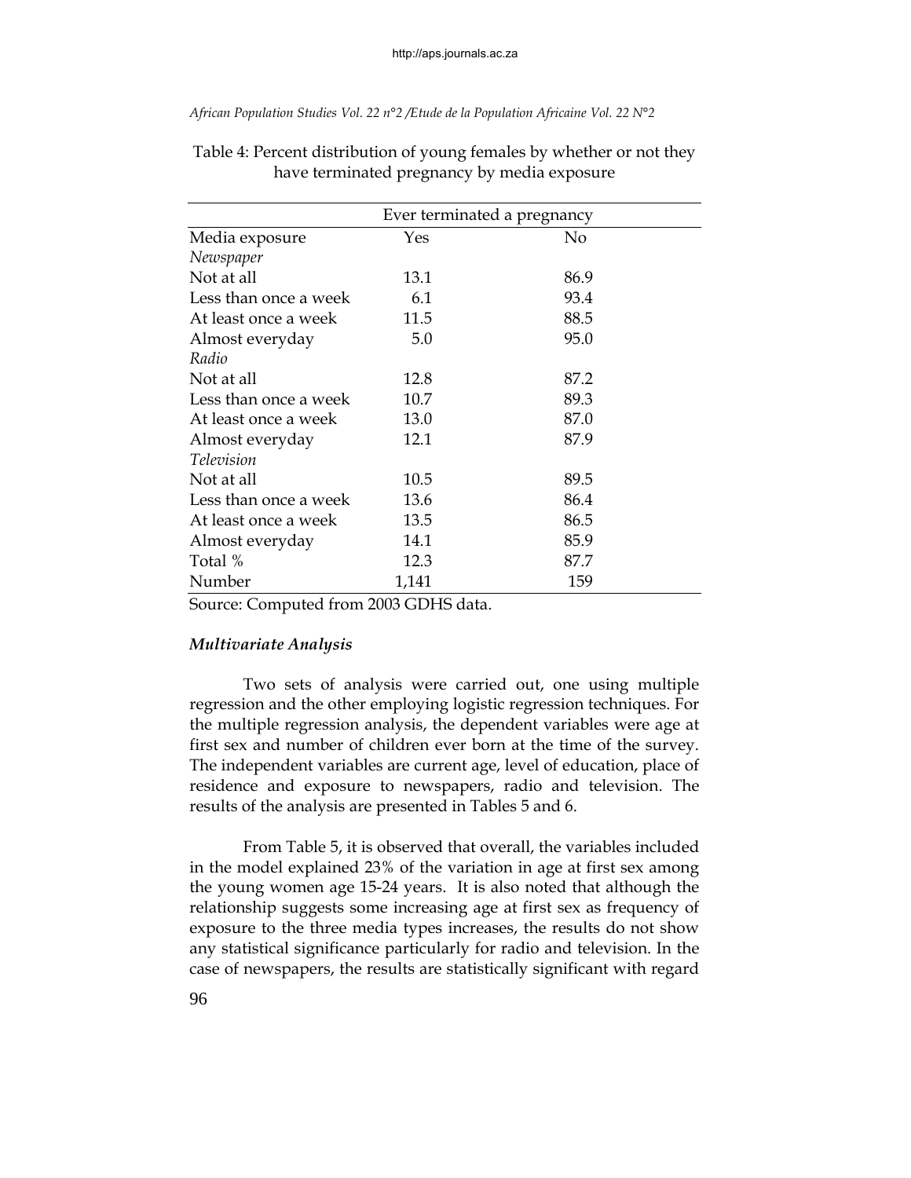Table 4: Percent distribution of young females by whether or not they have terminated pregnancy by media exposure

| | Ever terminated a pregnancy | |
|---|---|---|
| Media exposure | Yes | No |
| *Newspaper* | | |
| Not at all | 13.1 | 86.9 |
| Less than once a week | 6.1 | 93.4 |
| At least once a week | 11.5 | 88.5 |
| Almost everyday | 5.0 | 95.0 |
| *Radio* | | |
| Not at all | 12.8 | 87.2 |
| Less than once a week | 10.7 | 89.3 |
| At least once a week | 13.0 | 87.0 |
| Almost everyday | 12.1 | 87.9 |
| *Television* | | |
| Not at all | 10.5 | 89.5 |
| Less than once a week | 13.6 | 86.4 |
| At least once a week | 13.5 | 86.5 |
| Almost everyday | 14.1 | 85.9 |
| Total % | 12.3 | 87.7 |
| Number | 1,141 | 159 |

Source: Computed from 2003 GDHS data.

### *Multivariate Analysis*

Two sets of analysis were carried out, one using multiple regression and the other employing logistic regression techniques. For the multiple regression analysis, the dependent variables were age at first sex and number of children ever born at the time of the survey. The independent variables are current age, level of education, place of residence and exposure to newspapers, radio and television. The results of the analysis are presented in Tables 5 and 6.

From Table 5, it is observed that overall, the variables included in the model explained 23% of the variation in age at first sex among the young women age 15-24 years. It is also noted that although the relationship suggests some increasing age at first sex as frequency of exposure to the three media types increases, the results do not show any statistical significance particularly for radio and television. In the case of newspapers, the results are statistically significant with regard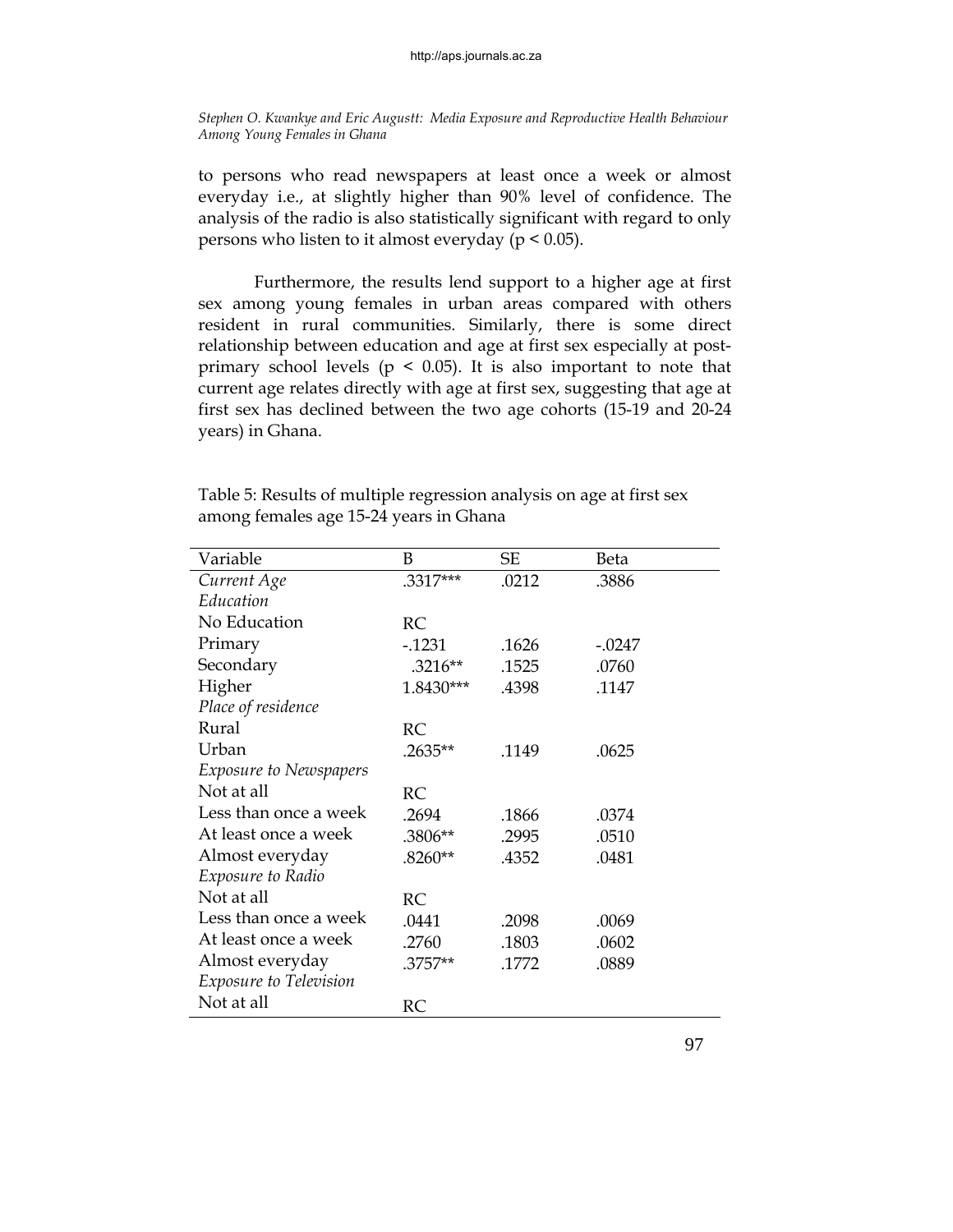to persons who read newspapers at least once a week or almost everyday i.e., at slightly higher than 90% level of confidence. The analysis of the radio is also statistically significant with regard to only persons who listen to it almost everyday ($p < 0.05$).

Furthermore, the results lend support to a higher age at first sex among young females in urban areas compared with others resident in rural communities. Similarly, there is some direct relationship between education and age at first sex especially at post-primary school levels ($p < 0.05$). It is also important to note that current age relates directly with age at first sex, suggesting that age at first sex has declined between the two age cohorts (15-19 and 20-24 years) in Ghana.

Table 5: Results of multiple regression analysis on age at first sex among females age 15-24 years in Ghana

| Variable | B | SE | Beta |
|---|---|---|---|
| *Current Age* | .3317*** | .0212 | .3886 |
| *Education* | | | |
| No Education | RC | | |
| Primary | -.1231 | .1626 | -.0247 |
| Secondary | .3216** | .1525 | .0760 |
| Higher | 1.8430*** | .4398 | .1147 |
| *Place of residence* | | | |
| Rural | RC | | |
| Urban | .2635** | .1149 | .0625 |
| *Exposure to Newspapers* | | | |
| Not at all | RC | | |
| Less than once a week | .2694 | .1866 | .0374 |
| At least once a week | .3806** | .2995 | .0510 |
| Almost everyday | .8260** | .4352 | .0481 |
| *Exposure to Radio* | | | |
| Not at all | RC | | |
| Less than once a week | .0441 | .2098 | .0069 |
| At least once a week | .2760 | .1803 | .0602 |
| Almost everyday | .3757** | .1772 | .0889 |
| *Exposure to Television* | | | |
| Not at all | RC | | |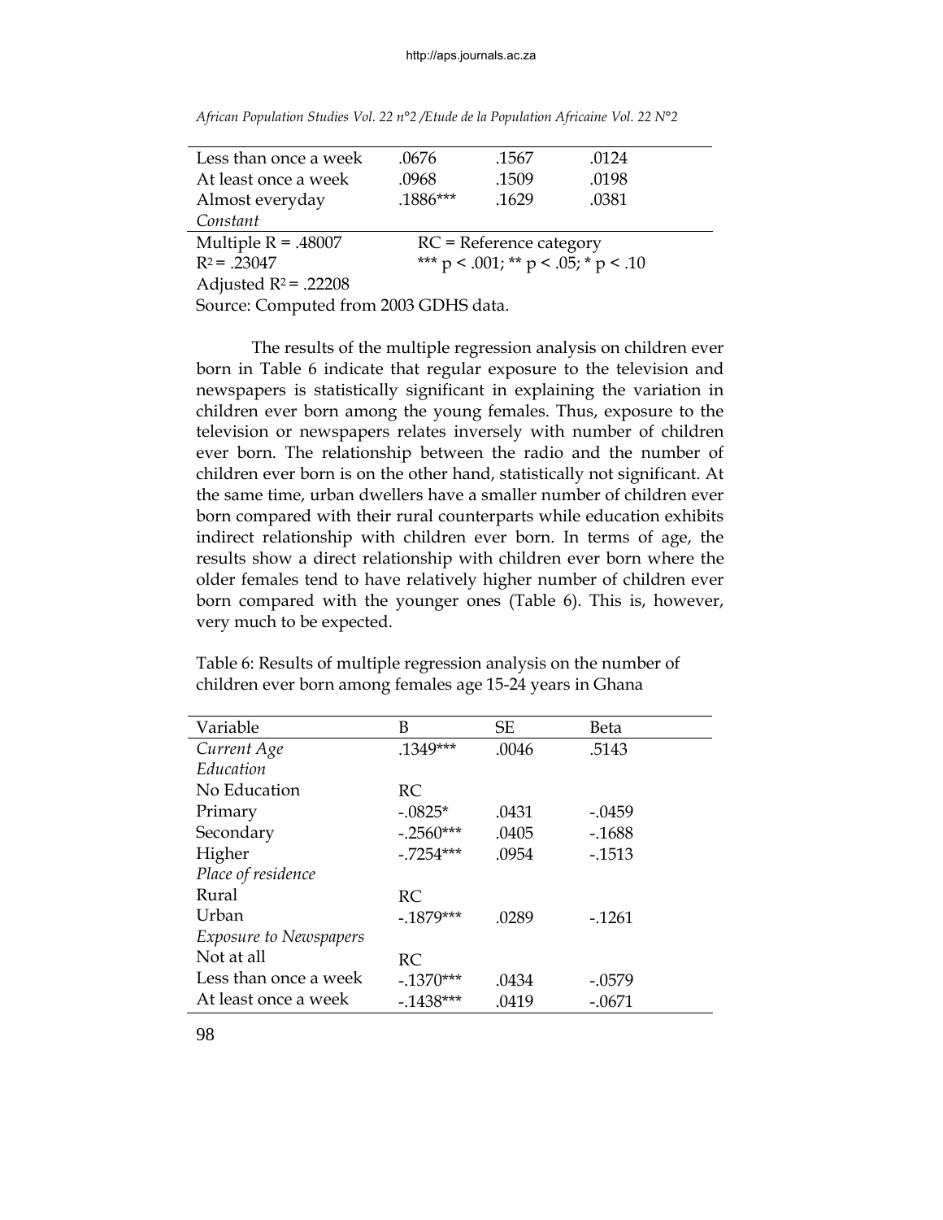| Less than once a week | .0676 | .1567 | .0124 |
|---|---|---|---|
| At least once a week | .0968 | .1509 | .0198 |
| Almost everyday | .1886*** | .1629 | .0381 |
| *Constant* | | | |

Multiple R = .48007 RC = Reference category

$R^2$ = .23047 *** p < .001; ** p < .05; * p < .10

Adjusted $R^2$ = .22208

Source: Computed from 2003 GDHS data.

The results of the multiple regression analysis on children ever born in Table 6 indicate that regular exposure to the television and newspapers is statistically significant in explaining the variation in children ever born among the young females. Thus, exposure to the television or newspapers relates inversely with number of children ever born. The relationship between the radio and the number of children ever born is on the other hand, statistically not significant. At the same time, urban dwellers have a smaller number of children ever born compared with their rural counterparts while education exhibits indirect relationship with children ever born. In terms of age, the results show a direct relationship with children ever born where the older females tend to have relatively higher number of children ever born compared with the younger ones (Table 6). This is, however, very much to be expected.

Table 6: Results of multiple regression analysis on the number of children ever born among females age 15-24 years in Ghana

| Variable | B | SE | Beta |
|---|---|---|---|
| *Current Age* | .1349*** | .0046 | .5143 |
| *Education* | | | |
| No Education | RC | | |
| Primary | -.0825* | .0431 | -.0459 |
| Secondary | -.2560*** | .0405 | -.1688 |
| Higher | -.7254*** | .0954 | -.1513 |
| *Place of residence* | | | |
| Rural | RC | | |
| Urban | -.1879*** | .0289 | -.1261 |
| *Exposure to Newspapers* | | | |
| Not at all | RC | | |
| Less than once a week | -.1370*** | .0434 | -.0579 |
| At least once a week | -.1438*** | .0419 | -.0671 |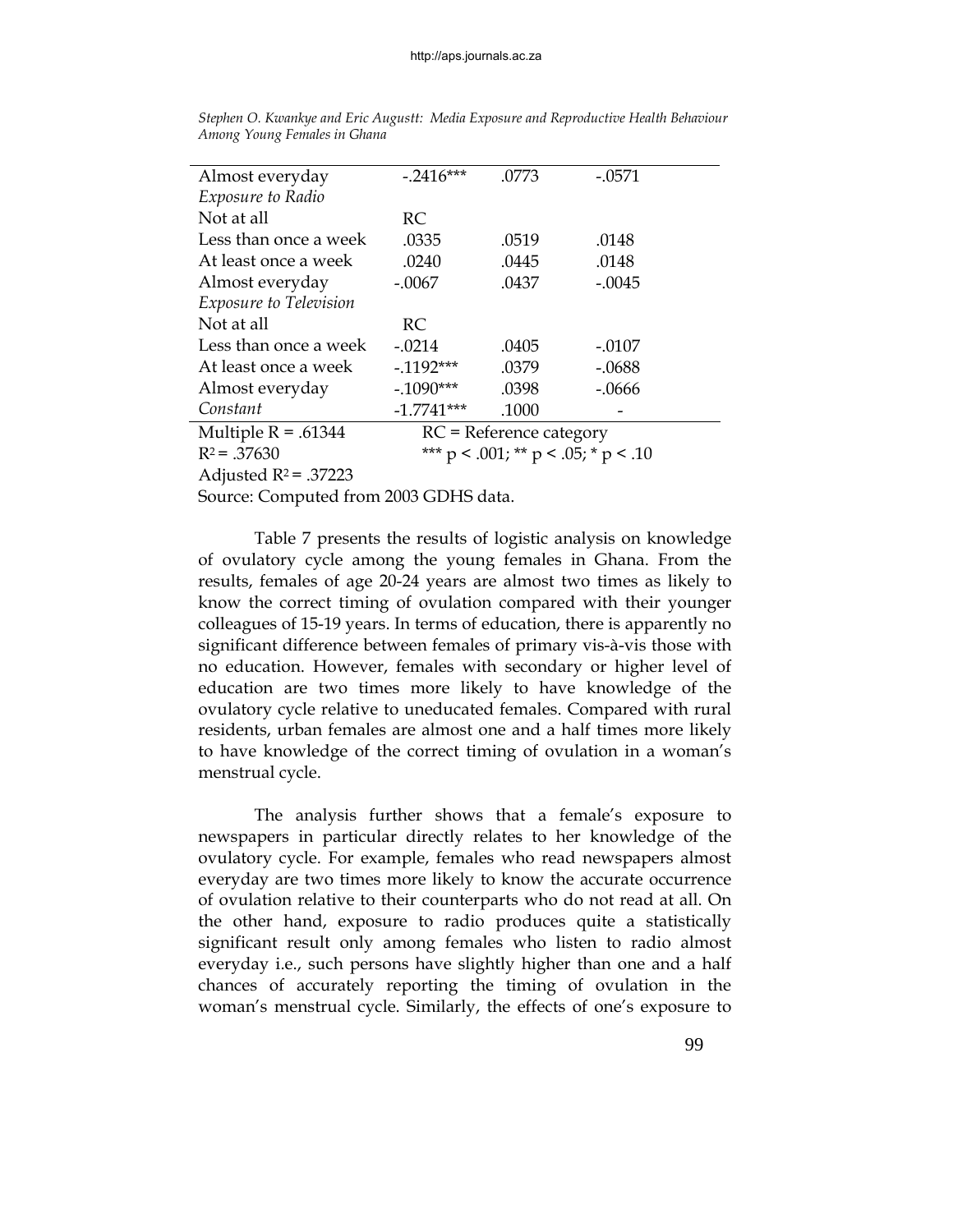| | | | |
|---|---|---|---|
| Almost everyday | -.2416*** | .0773 | -.0571 |
| *Exposure to Radio* | | | |
| Not at all | RC | | |
| Less than once a week | .0335 | .0519 | .0148 |
| At least once a week | .0240 | .0445 | .0148 |
| Almost everyday | -.0067 | .0437 | -.0045 |
| *Exposure to Television* | | | |
| Not at all | RC | | |
| Less than once a week | -.0214 | .0405 | -.0107 |
| At least once a week | -.1192*** | .0379 | -.0688 |
| Almost everyday | -.1090*** | .0398 | -.0666 |
| *Constant* | -1.7741*** | .1000 | - |

Multiple R = .61344 RC = Reference category

$R^2$ = .37630 *** $p < .001$; ** $p < .05$; * $p < .10$

Adjusted $R^2$ = .37223

Source: Computed from 2003 GDHS data.

Table 7 presents the results of logistic analysis on knowledge of ovulatory cycle among the young females in Ghana. From the results, females of age 20-24 years are almost two times as likely to know the correct timing of ovulation compared with their younger colleagues of 15-19 years. In terms of education, there is apparently no significant difference between females of primary vis-à-vis those with no education. However, females with secondary or higher level of education are two times more likely to have knowledge of the ovulatory cycle relative to uneducated females. Compared with rural residents, urban females are almost one and a half times more likely to have knowledge of the correct timing of ovulation in a woman's menstrual cycle.

The analysis further shows that a female's exposure to newspapers in particular directly relates to her knowledge of the ovulatory cycle. For example, females who read newspapers almost everyday are two times more likely to know the accurate occurrence of ovulation relative to their counterparts who do not read at all. On the other hand, exposure to radio produces quite a statistically significant result only among females who listen to radio almost everyday i.e., such persons have slightly higher than one and a half chances of accurately reporting the timing of ovulation in the woman's menstrual cycle. Similarly, the effects of one's exposure to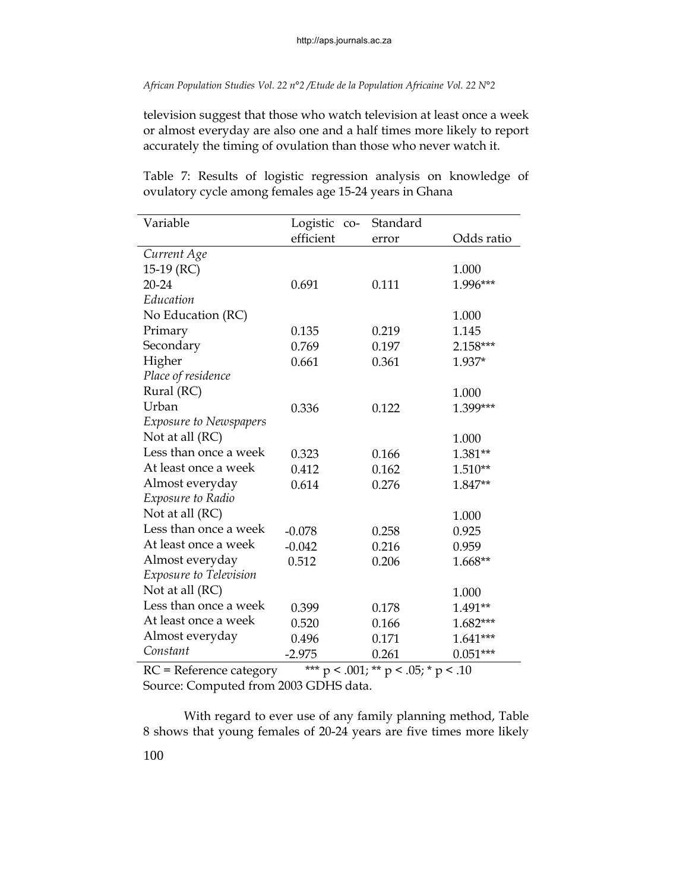television suggest that those who watch television at least once a week or almost everyday are also one and a half times more likely to report accurately the timing of ovulation than those who never watch it.

Table 7: Results of logistic regression analysis on knowledge of ovulatory cycle among females age 15-24 years in Ghana

| Variable | Logistic co-efficient | Standard error | Odds ratio |
|---|---|---|---|
| *Current Age* | | | |
| 15-19 (RC) | | | 1.000 |
| 20-24 | 0.691 | 0.111 | 1.996*** |
| *Education* | | | |
| No Education (RC) | | | 1.000 |
| Primary | 0.135 | 0.219 | 1.145 |
| Secondary | 0.769 | 0.197 | 2.158*** |
| Higher | 0.661 | 0.361 | 1.937* |
| *Place of residence* | | | |
| Rural (RC) | | | 1.000 |
| Urban | 0.336 | 0.122 | 1.399*** |
| *Exposure to Newspapers* | | | |
| Not at all (RC) | | | 1.000 |
| Less than once a week | 0.323 | 0.166 | 1.381** |
| At least once a week | 0.412 | 0.162 | 1.510** |
| Almost everyday | 0.614 | 0.276 | 1.847** |
| *Exposure to Radio* | | | |
| Not at all (RC) | | | 1.000 |
| Less than once a week | -0.078 | 0.258 | 0.925 |
| At least once a week | -0.042 | 0.216 | 0.959 |
| Almost everyday | 0.512 | 0.206 | 1.668** |
| *Exposure to Television* | | | |
| Not at all (RC) | | | 1.000 |
| Less than once a week | 0.399 | 0.178 | 1.491** |
| At least once a week | 0.520 | 0.166 | 1.682*** |
| Almost everyday | 0.496 | 0.171 | 1.641*** |
| *Constant* | -2.975 | 0.261 | 0.051*** |

RC = Reference category *** $p < .001$; ** $p < .05$; * $p < .10$

Source: Computed from 2003 GDHS data.

With regard to ever use of any family planning method, Table 8 shows that young females of 20-24 years are five times more likely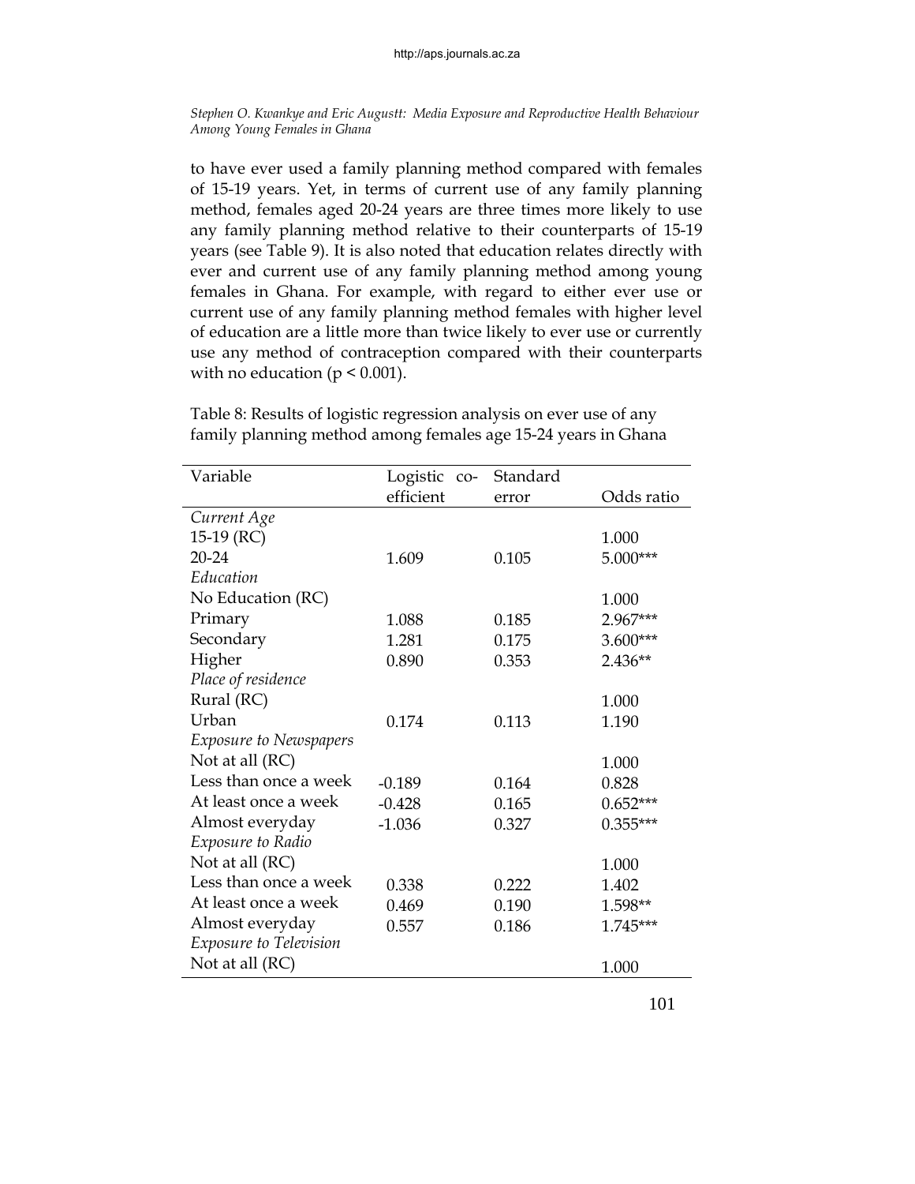to have ever used a family planning method compared with females of 15-19 years. Yet, in terms of current use of any family planning method, females aged 20-24 years are three times more likely to use any family planning method relative to their counterparts of 15-19 years (see Table 9). It is also noted that education relates directly with ever and current use of any family planning method among young females in Ghana. For example, with regard to either ever use or current use of any family planning method females with higher level of education are a little more than twice likely to ever use or currently use any method of contraception compared with their counterparts with no education ($p < 0.001$).

Table 8: Results of logistic regression analysis on ever use of any family planning method among females age 15-24 years in Ghana

| Variable | Logistic co-efficient | Standard error | Odds ratio |
|---|---|---|---|
| *Current Age* | | | |
| 15-19 (RC) | | | 1.000 |
| 20-24 | 1.609 | 0.105 | 5.000*** |
| *Education* | | | |
| No Education (RC) | | | 1.000 |
| Primary | 1.088 | 0.185 | 2.967*** |
| Secondary | 1.281 | 0.175 | 3.600*** |
| Higher | 0.890 | 0.353 | 2.436** |
| *Place of residence* | | | |
| Rural (RC) | | | 1.000 |
| Urban | 0.174 | 0.113 | 1.190 |
| *Exposure to Newspapers* | | | |
| Not at all (RC) | | | 1.000 |
| Less than once a week | -0.189 | 0.164 | 0.828 |
| At least once a week | -0.428 | 0.165 | 0.652*** |
| Almost everyday | -1.036 | 0.327 | 0.355*** |
| *Exposure to Radio* | | | |
| Not at all (RC) | | | 1.000 |
| Less than once a week | 0.338 | 0.222 | 1.402 |
| At least once a week | 0.469 | 0.190 | 1.598** |
| Almost everyday | 0.557 | 0.186 | 1.745*** |
| *Exposure to Television* | | | |
| Not at all (RC) | | | 1.000 |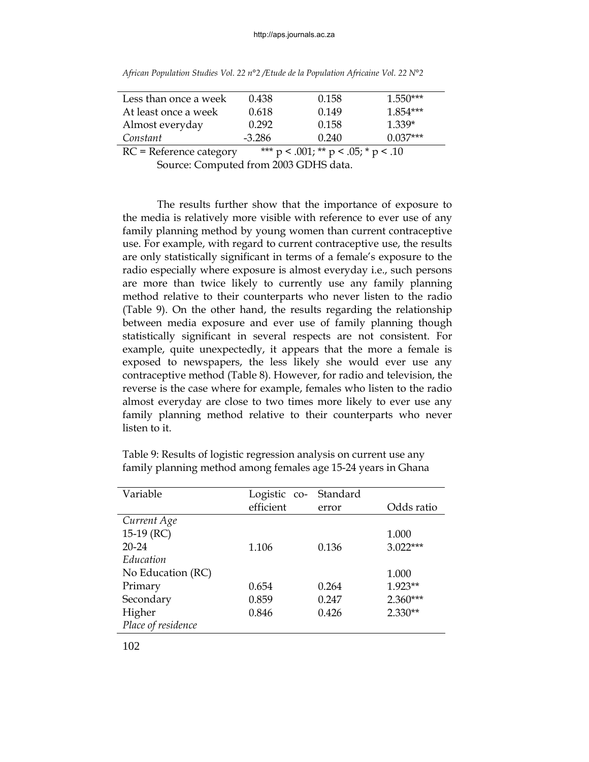| | | | |
|---|---|---|---|
| Less than once a week | 0.438 | 0.158 | 1.550*** |
| At least once a week | 0.618 | 0.149 | 1.854*** |
| Almost everyday | 0.292 | 0.158 | 1.339* |
| *Constant* | -3.286 | 0.240 | 0.037*** |

RC = Reference category *** p < .001; ** p < .05; * p < .10

Source: Computed from 2003 GDHS data.

The results further show that the importance of exposure to the media is relatively more visible with reference to ever use of any family planning method by young women than current contraceptive use. For example, with regard to current contraceptive use, the results are only statistically significant in terms of a female's exposure to the radio especially where exposure is almost everyday i.e., such persons are more than twice likely to currently use any family planning method relative to their counterparts who never listen to the radio (Table 9). On the other hand, the results regarding the relationship between media exposure and ever use of family planning though statistically significant in several respects are not consistent. For example, quite unexpectedly, it appears that the more a female is exposed to newspapers, the less likely she would ever use any contraceptive method (Table 8). However, for radio and television, the reverse is the case where for example, females who listen to the radio almost everyday are close to two times more likely to ever use any family planning method relative to their counterparts who never listen to it.

Table 9: Results of logistic regression analysis on current use any family planning method among females age 15-24 years in Ghana

| Variable | Logistic co-efficient | Standard error | Odds ratio |
|---|---|---|---|
| *Current Age* | | | |
| 15-19 (RC) | | | 1.000 |
| 20-24 | 1.106 | 0.136 | 3.022*** |
| *Education* | | | |
| No Education (RC) | | | 1.000 |
| Primary | 0.654 | 0.264 | 1.923** |
| Secondary | 0.859 | 0.247 | 2.360*** |
| Higher | 0.846 | 0.426 | 2.330** |
| *Place of residence* | | | |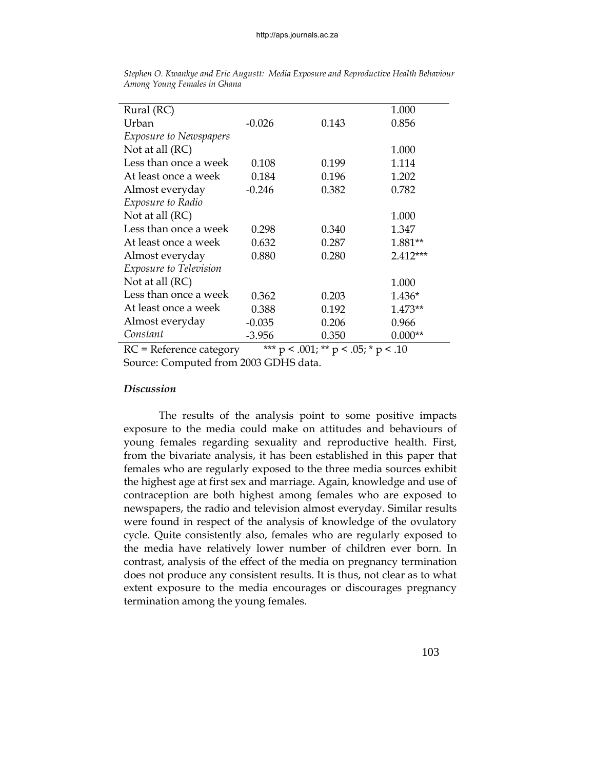| | | | |
|---|---|---|---|
| Rural (RC) | | | 1.000 |
| Urban | -0.026 | 0.143 | 0.856 |
| *Exposure to Newspapers* | | | |
| Not at all (RC) | | | 1.000 |
| Less than once a week | 0.108 | 0.199 | 1.114 |
| At least once a week | 0.184 | 0.196 | 1.202 |
| Almost everyday | -0.246 | 0.382 | 0.782 |
| *Exposure to Radio* | | | |
| Not at all (RC) | | | 1.000 |
| Less than once a week | 0.298 | 0.340 | 1.347 |
| At least once a week | 0.632 | 0.287 | 1.881** |
| Almost everyday | 0.880 | 0.280 | 2.412*** |
| *Exposure to Television* | | | |
| Not at all (RC) | | | 1.000 |
| Less than once a week | 0.362 | 0.203 | 1.436* |
| At least once a week | 0.388 | 0.192 | 1.473** |
| Almost everyday | -0.035 | 0.206 | 0.966 |
| *Constant* | -3.956 | 0.350 | 0.000** |

RC = Reference category *** $p < .001$; ** $p < .05$; * $p < .10$

Source: Computed from 2003 GDHS data.

### *Discussion*

The results of the analysis point to some positive impacts exposure to the media could make on attitudes and behaviours of young females regarding sexuality and reproductive health. First, from the bivariate analysis, it has been established in this paper that females who are regularly exposed to the three media sources exhibit the highest age at first sex and marriage. Again, knowledge and use of contraception are both highest among females who are exposed to newspapers, the radio and television almost everyday. Similar results were found in respect of the analysis of knowledge of the ovulatory cycle. Quite consistently also, females who are regularly exposed to the media have relatively lower number of children ever born. In contrast, analysis of the effect of the media on pregnancy termination does not produce any consistent results. It is thus, not clear as to what extent exposure to the media encourages or discourages pregnancy termination among the young females.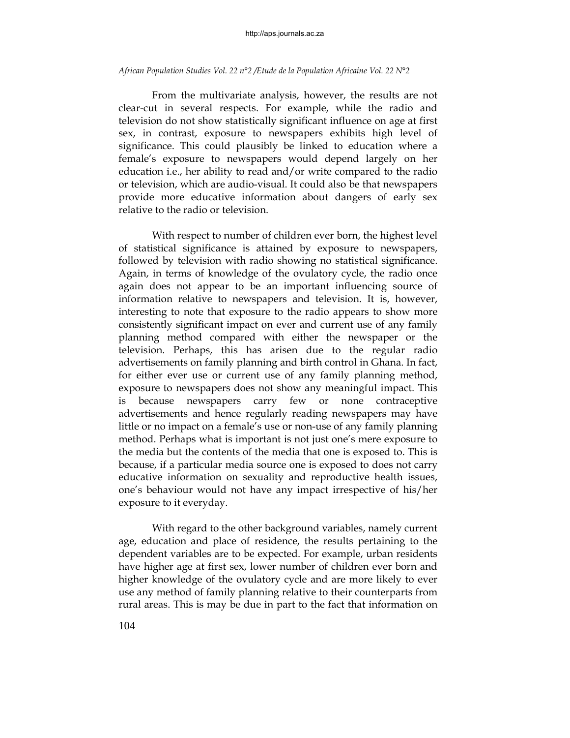From the multivariate analysis, however, the results are not clear-cut in several respects. For example, while the radio and television do not show statistically significant influence on age at first sex, in contrast, exposure to newspapers exhibits high level of significance. This could plausibly be linked to education where a female's exposure to newspapers would depend largely on her education i.e., her ability to read and/or write compared to the radio or television, which are audio-visual. It could also be that newspapers provide more educative information about dangers of early sex relative to the radio or television.

With respect to number of children ever born, the highest level of statistical significance is attained by exposure to newspapers, followed by television with radio showing no statistical significance. Again, in terms of knowledge of the ovulatory cycle, the radio once again does not appear to be an important influencing source of information relative to newspapers and television. It is, however, interesting to note that exposure to the radio appears to show more consistently significant impact on ever and current use of any family planning method compared with either the newspaper or the television. Perhaps, this has arisen due to the regular radio advertisements on family planning and birth control in Ghana. In fact, for either ever use or current use of any family planning method, exposure to newspapers does not show any meaningful impact. This is because newspapers carry few or none contraceptive advertisements and hence regularly reading newspapers may have little or no impact on a female's use or non-use of any family planning method. Perhaps what is important is not just one's mere exposure to the media but the contents of the media that one is exposed to. This is because, if a particular media source one is exposed to does not carry educative information on sexuality and reproductive health issues, one's behaviour would not have any impact irrespective of his/her exposure to it everyday.

With regard to the other background variables, namely current age, education and place of residence, the results pertaining to the dependent variables are to be expected. For example, urban residents have higher age at first sex, lower number of children ever born and higher knowledge of the ovulatory cycle and are more likely to ever use any method of family planning relative to their counterparts from rural areas. This is may be due in part to the fact that information on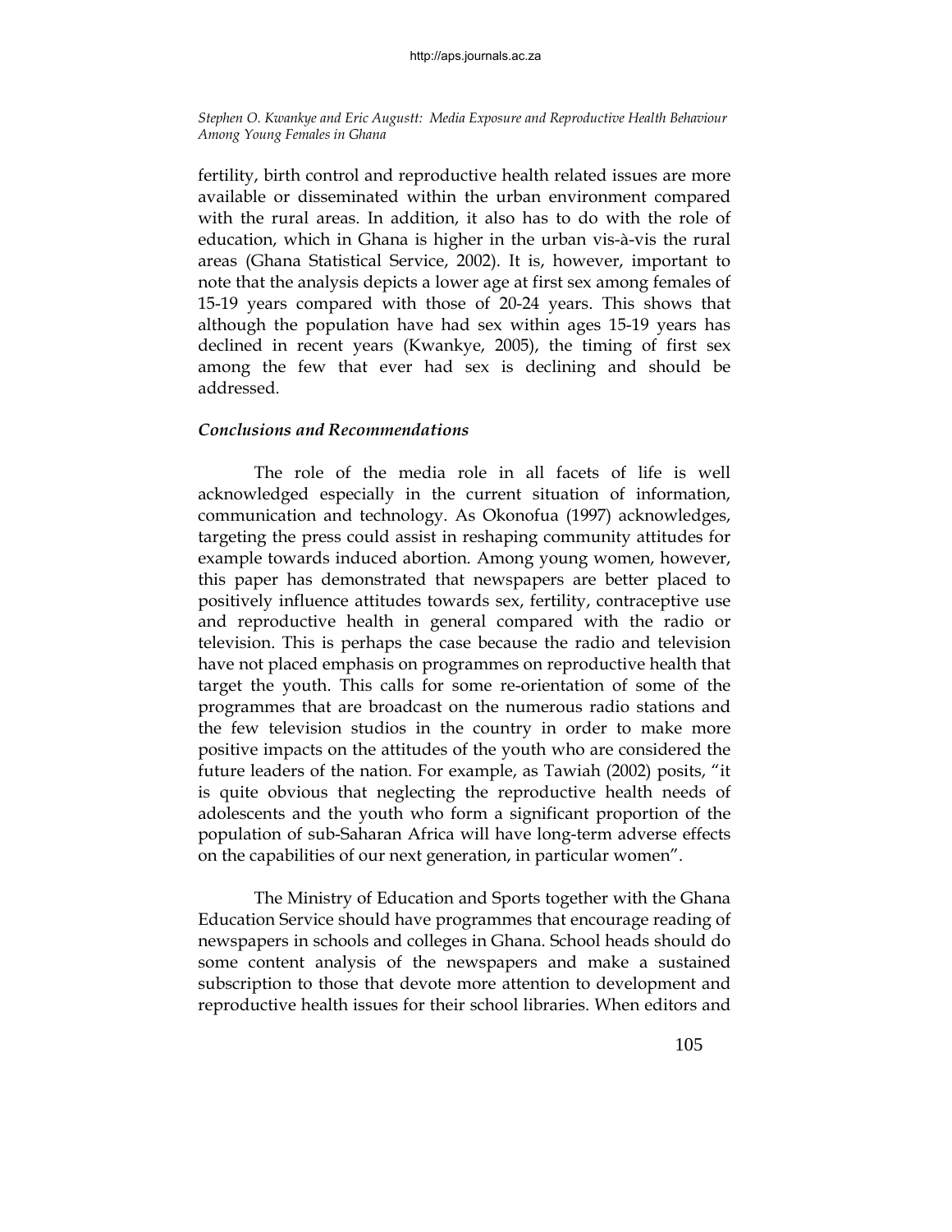fertility, birth control and reproductive health related issues are more available or disseminated within the urban environment compared with the rural areas. In addition, it also has to do with the role of education, which in Ghana is higher in the urban vis-à-vis the rural areas (Ghana Statistical Service, 2002). It is, however, important to note that the analysis depicts a lower age at first sex among females of 15-19 years compared with those of 20-24 years. This shows that although the population have had sex within ages 15-19 years has declined in recent years (Kwankye, 2005), the timing of first sex among the few that ever had sex is declining and should be addressed.

### *Conclusions and Recommendations*

The role of the media role in all facets of life is well acknowledged especially in the current situation of information, communication and technology. As Okonofua (1997) acknowledges, targeting the press could assist in reshaping community attitudes for example towards induced abortion. Among young women, however, this paper has demonstrated that newspapers are better placed to positively influence attitudes towards sex, fertility, contraceptive use and reproductive health in general compared with the radio or television. This is perhaps the case because the radio and television have not placed emphasis on programmes on reproductive health that target the youth. This calls for some re-orientation of some of the programmes that are broadcast on the numerous radio stations and the few television studios in the country in order to make more positive impacts on the attitudes of the youth who are considered the future leaders of the nation. For example, as Tawiah (2002) posits, "it is quite obvious that neglecting the reproductive health needs of adolescents and the youth who form a significant proportion of the population of sub-Saharan Africa will have long-term adverse effects on the capabilities of our next generation, in particular women".

The Ministry of Education and Sports together with the Ghana Education Service should have programmes that encourage reading of newspapers in schools and colleges in Ghana. School heads should do some content analysis of the newspapers and make a sustained subscription to those that devote more attention to development and reproductive health issues for their school libraries. When editors and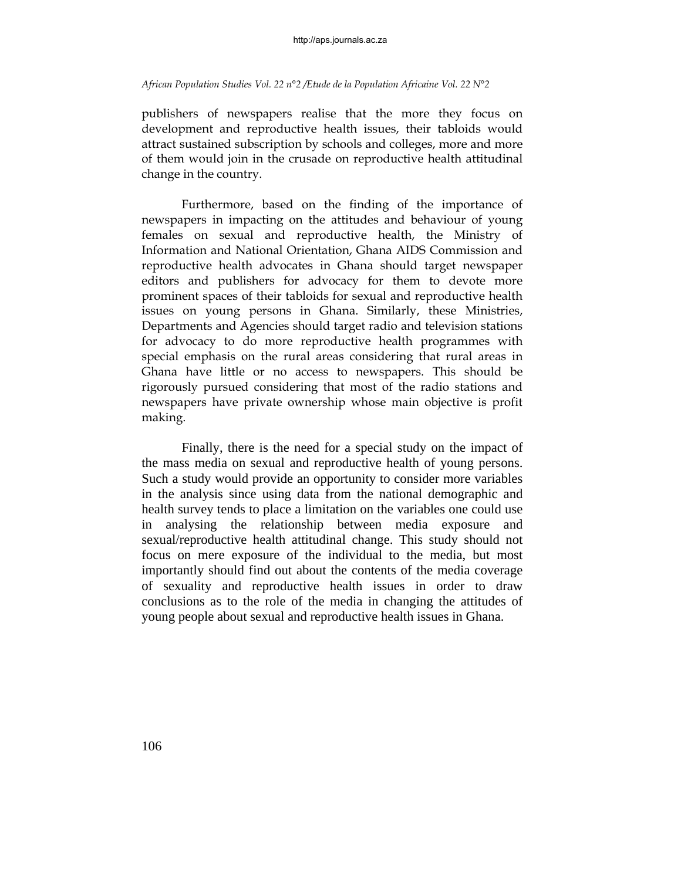publishers of newspapers realise that the more they focus on development and reproductive health issues, their tabloids would attract sustained subscription by schools and colleges, more and more of them would join in the crusade on reproductive health attitudinal change in the country.

Furthermore, based on the finding of the importance of newspapers in impacting on the attitudes and behaviour of young females on sexual and reproductive health, the Ministry of Information and National Orientation, Ghana AIDS Commission and reproductive health advocates in Ghana should target newspaper editors and publishers for advocacy for them to devote more prominent spaces of their tabloids for sexual and reproductive health issues on young persons in Ghana. Similarly, these Ministries, Departments and Agencies should target radio and television stations for advocacy to do more reproductive health programmes with special emphasis on the rural areas considering that rural areas in Ghana have little or no access to newspapers. This should be rigorously pursued considering that most of the radio stations and newspapers have private ownership whose main objective is profit making.

Finally, there is the need for a special study on the impact of the mass media on sexual and reproductive health of young persons. Such a study would provide an opportunity to consider more variables in the analysis since using data from the national demographic and health survey tends to place a limitation on the variables one could use in analysing the relationship between media exposure and sexual/reproductive health attitudinal change. This study should not focus on mere exposure of the individual to the media, but most importantly should find out about the contents of the media coverage of sexuality and reproductive health issues in order to draw conclusions as to the role of the media in changing the attitudes of young people about sexual and reproductive health issues in Ghana.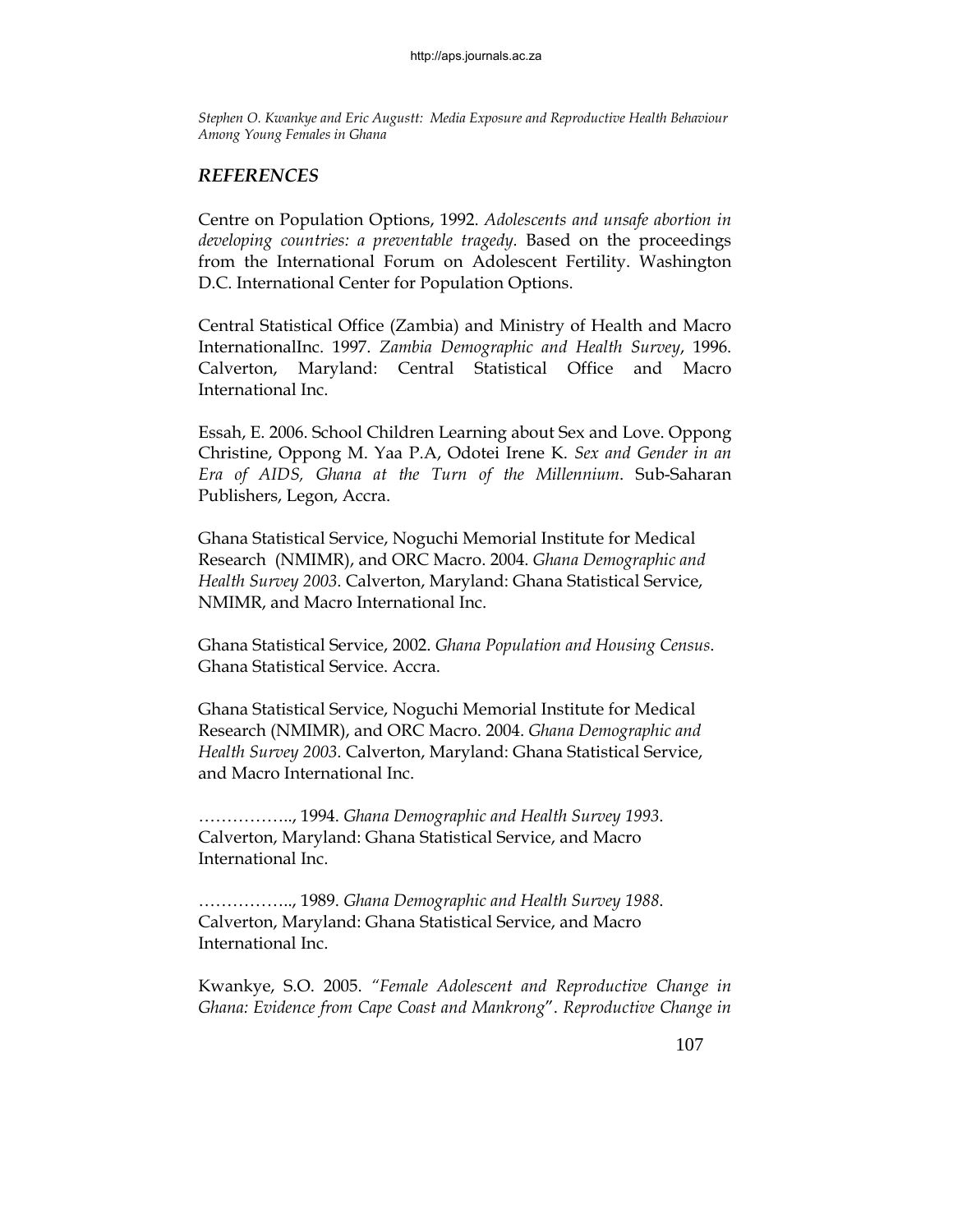## *REFERENCES*

Centre on Population Options, 1992. *Adolescents and unsafe abortion in developing countries: a preventable tragedy.* Based on the proceedings from the International Forum on Adolescent Fertility. Washington D.C. International Center for Population Options.

Central Statistical Office (Zambia) and Ministry of Health and Macro InternationalInc. 1997. *Zambia Demographic and Health Survey*, 1996. Calverton, Maryland: Central Statistical Office and Macro International Inc.

Essah, E. 2006. School Children Learning about Sex and Love. Oppong Christine, Oppong M. Yaa P.A, Odotei Irene K. *Sex and Gender in an Era of AIDS, Ghana at the Turn of the Millennium*. Sub-Saharan Publishers, Legon, Accra.

Ghana Statistical Service, Noguchi Memorial Institute for Medical Research (NMIMR), and ORC Macro. 2004. *Ghana Demographic and Health Survey 2003*. Calverton, Maryland: Ghana Statistical Service, NMIMR, and Macro International Inc.

Ghana Statistical Service, 2002. *Ghana Population and Housing Census*. Ghana Statistical Service. Accra.

Ghana Statistical Service, Noguchi Memorial Institute for Medical Research (NMIMR), and ORC Macro. 2004. *Ghana Demographic and Health Survey 2003*. Calverton, Maryland: Ghana Statistical Service, and Macro International Inc.

…………….., 1994. *Ghana Demographic and Health Survey 1993*. Calverton, Maryland: Ghana Statistical Service, and Macro International Inc.

…………….., 1989. *Ghana Demographic and Health Survey 1988*. Calverton, Maryland: Ghana Statistical Service, and Macro International Inc.

Kwankye, S.O. 2005. *"Female Adolescent and Reproductive Change in Ghana: Evidence from Cape Coast and Mankrong*". *Reproductive Change in*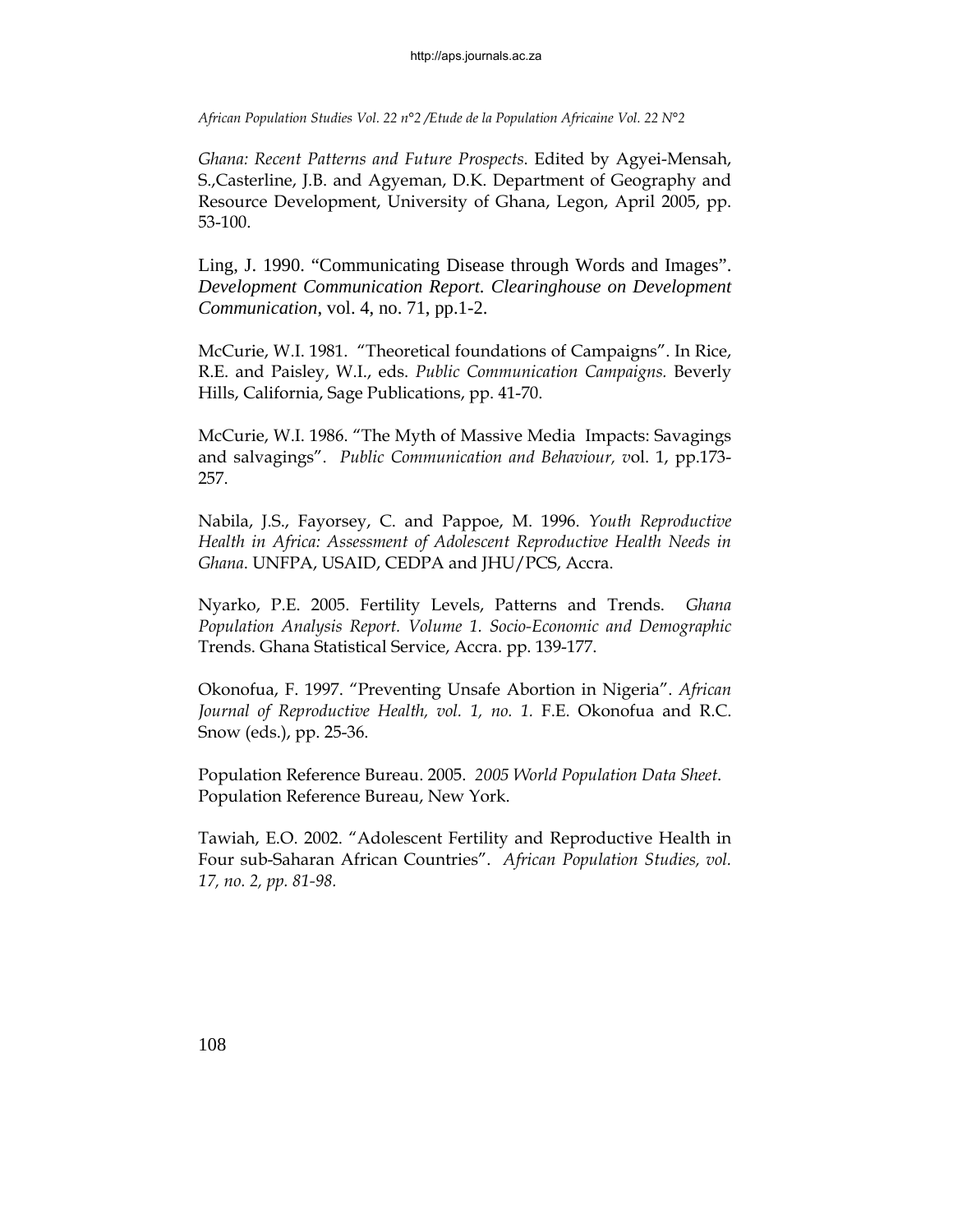*Ghana: Recent Patterns and Future Prospects*. Edited by Agyei-Mensah, S.,Casterline, J.B. and Agyeman, D.K. Department of Geography and Resource Development, University of Ghana, Legon, April 2005, pp. 53-100.

Ling, J. 1990. "Communicating Disease through Words and Images". *Development Communication Report. Clearinghouse on Development Communication*, vol. 4, no. 71, pp.1-2.

McCurie, W.I. 1981. "Theoretical foundations of Campaigns". In Rice, R.E. and Paisley, W.I., eds. *Public Communication Campaigns.* Beverly Hills, California, Sage Publications, pp. 41-70.

McCurie, W.I. 1986. "The Myth of Massive Media Impacts: Savagings and salvagings". *Public Communication and Behaviour, v*ol. 1, pp.173-257.

Nabila, J.S., Fayorsey, C. and Pappoe, M. 1996. *Youth Reproductive Health in Africa: Assessment of Adolescent Reproductive Health Needs in Ghana*. UNFPA, USAID, CEDPA and JHU/PCS, Accra.

Nyarko, P.E. 2005. Fertility Levels, Patterns and Trends. *Ghana Population Analysis Report. Volume 1. Socio-Economic and Demographic* Trends. Ghana Statistical Service, Accra. pp. 139-177.

Okonofua, F. 1997. "Preventing Unsafe Abortion in Nigeria". *African Journal of Reproductive Health, vol. 1, no. 1.* F.E. Okonofua and R.C. Snow (eds.), pp. 25-36.

Population Reference Bureau. 2005. *2005 World Population Data Sheet.* Population Reference Bureau, New York.

Tawiah, E.O. 2002. "Adolescent Fertility and Reproductive Health in Four sub-Saharan African Countries". *African Population Studies, vol. 17, no. 2, pp. 81-98.*